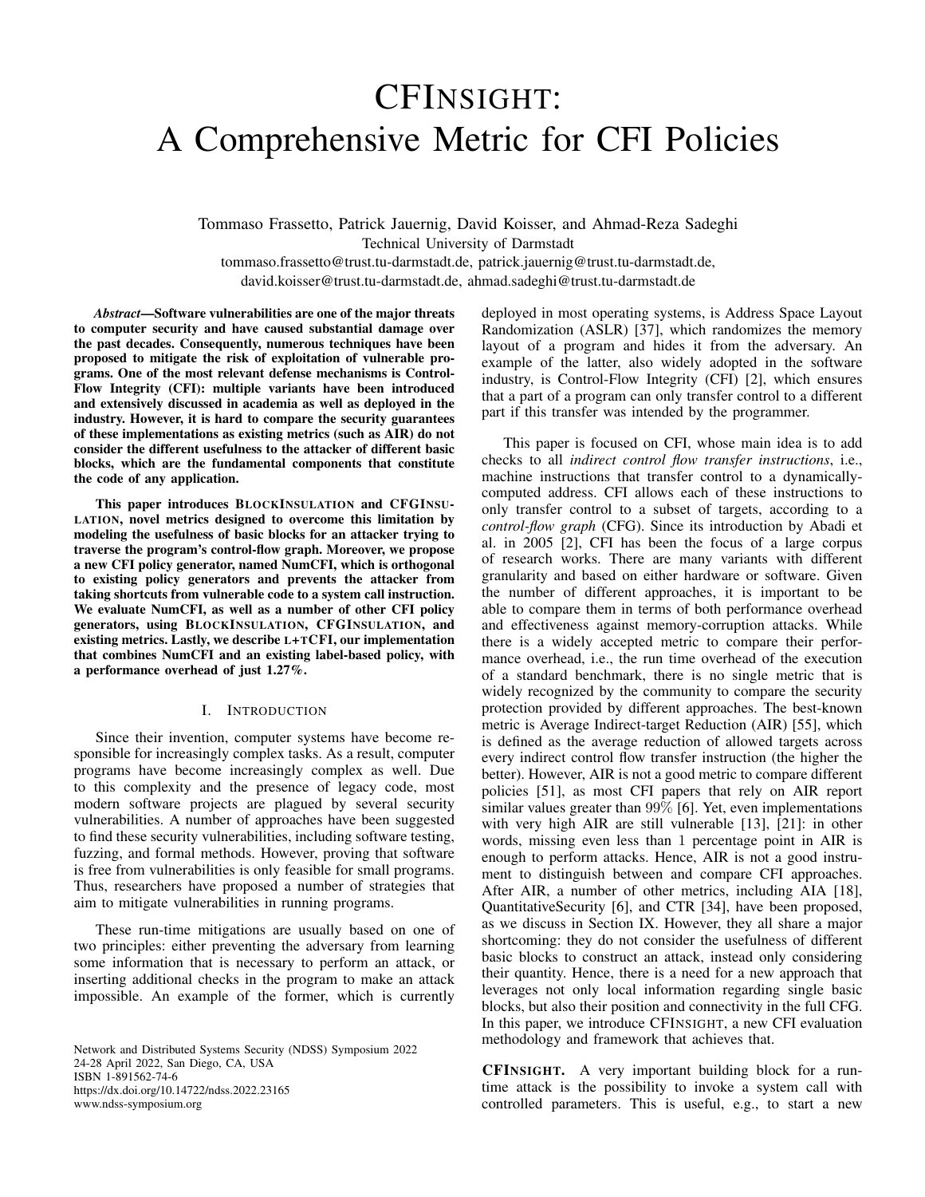# CFInsight: A Comprehensive Metric for CFI Policies

Tommaso Frassetto, Patrick Jauernig, David Koisser, and Ahmad-Reza Sadeghi
Technical University of Darmstadt
tommaso.frassetto@trust.tu-darmstadt.de, patrick.jauernig@trust.tu-darmstadt.de,
david.koisser@trust.tu-darmstadt.de, ahmad.sadeghi@trust.tu-darmstadt.de

***Abstract*—Software vulnerabilities are one of the major threats to computer security and have caused substantial damage over the past decades. Consequently, numerous techniques have been proposed to mitigate the risk of exploitation of vulnerable programs. One of the most relevant defense mechanisms is Control-Flow Integrity (CFI): multiple variants have been introduced and extensively discussed in academia as well as deployed in the industry. However, it is hard to compare the security guarantees of these implementations as existing metrics (such as AIR) do not consider the different usefulness to the attacker of different basic blocks, which are the fundamental components that constitute the code of any application.**

**This paper introduces BlockInsulation and CFGInsulation, novel metrics designed to overcome this limitation by modeling the usefulness of basic blocks for an attacker trying to traverse the program's control-flow graph. Moreover, we propose a new CFI policy generator, named NumCFI, which is orthogonal to existing policy generators and prevents the attacker from taking shortcuts from vulnerable code to a system call instruction. We evaluate NumCFI, as well as a number of other CFI policy generators, using BlockInsulation, CFGInsulation, and existing metrics. Lastly, we describe L+TCFI, our implementation that combines NumCFI and an existing label-based policy, with a performance overhead of just 1.27%.**

## I. Introduction

Since their invention, computer systems have become responsible for increasingly complex tasks. As a result, computer programs have become increasingly complex as well. Due to this complexity and the presence of legacy code, most modern software projects are plagued by several security vulnerabilities. A number of approaches have been suggested to find these security vulnerabilities, including software testing, fuzzing, and formal methods. However, proving that software is free from vulnerabilities is only feasible for small programs. Thus, researchers have proposed a number of strategies that aim to mitigate vulnerabilities in running programs.

These run-time mitigations are usually based on one of two principles: either preventing the adversary from learning some information that is necessary to perform an attack, or inserting additional checks in the program to make an attack impossible. An example of the former, which is currently deployed in most operating systems, is Address Space Layout Randomization (ASLR) [37], which randomizes the memory layout of a program and hides it from the adversary. An example of the latter, also widely adopted in the software industry, is Control-Flow Integrity (CFI) [2], which ensures that a part of a program can only transfer control to a different part if this transfer was intended by the programmer.

This paper is focused on CFI, whose main idea is to add checks to all *indirect control flow transfer instructions*, i.e., machine instructions that transfer control to a dynamically-computed address. CFI allows each of these instructions to only transfer control to a subset of targets, according to a *control-flow graph* (CFG). Since its introduction by Abadi et al. in 2005 [2], CFI has been the focus of a large corpus of research works. There are many variants with different granularity and based on either hardware or software. Given the number of different approaches, it is important to be able to compare them in terms of both performance overhead and effectiveness against memory-corruption attacks. While there is a widely accepted metric to compare their performance overhead, i.e., the run time overhead of the execution of a standard benchmark, there is no single metric that is widely recognized by the community to compare the security protection provided by different approaches. The best-known metric is Average Indirect-target Reduction (AIR) [55], which is defined as the average reduction of allowed targets across every indirect control flow transfer instruction (the higher the better). However, AIR is not a good metric to compare different policies [51], as most CFI papers that rely on AIR report similar values greater than 99% [6]. Yet, even implementations with very high AIR are still vulnerable [13], [21]: in other words, missing even less than 1 percentage point in AIR is enough to perform attacks. Hence, AIR is not a good instrument to distinguish between and compare CFI approaches. After AIR, a number of other metrics, including AIA [18], QuantitativeSecurity [6], and CTR [34], have been proposed, as we discuss in Section IX. However, they all share a major shortcoming: they do not consider the usefulness of different basic blocks to construct an attack, instead only considering their quantity. Hence, there is a need for a new approach that leverages not only local information regarding single basic blocks, but also their position and connectivity in the full CFG. In this paper, we introduce CFInsight, a new CFI evaluation methodology and framework that achieves that.

**CFInsight.** A very important building block for a run-time attack is the possibility to invoke a system call with controlled parameters. This is useful, e.g., to start a new

Network and Distributed Systems Security (NDSS) Symposium 2022
24-28 April 2022, San Diego, CA, USA
ISBN 1-891562-74-6
https://dx.doi.org/10.14722/ndss.2022.23165
www.ndss-symposium.org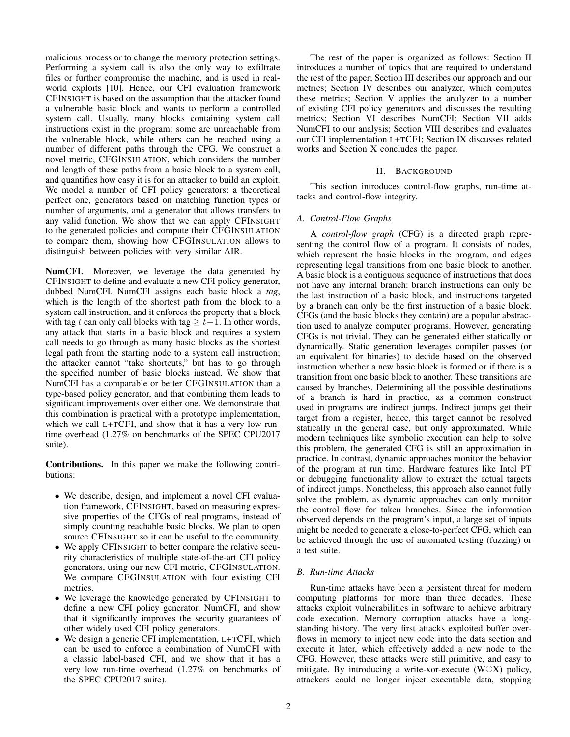malicious process or to change the memory protection settings. Performing a system call is also the only way to exfiltrate files or further compromise the machine, and is used in real-world exploits [10]. Hence, our CFI evaluation framework CFINSIGHT is based on the assumption that the attacker found a vulnerable basic block and wants to perform a controlled system call. Usually, many blocks containing system call instructions exist in the program: some are unreachable from the vulnerable block, while others can be reached using a number of different paths through the CFG. We construct a novel metric, CFGINSULATION, which considers the number and length of these paths from a basic block to a system call, and quantifies how easy it is for an attacker to build an exploit. We model a number of CFI policy generators: a theoretical perfect one, generators based on matching function types or number of arguments, and a generator that allows transfers to any valid function. We show that we can apply CFINSIGHT to the generated policies and compute their CFGINSULATION to compare them, showing how CFGINSULATION allows to distinguish between policies with very similar AIR.

**NumCFI.** Moreover, we leverage the data generated by CFINSIGHT to define and evaluate a new CFI policy generator, dubbed NumCFI. NumCFI assigns each basic block a *tag*, which is the length of the shortest path from the block to a system call instruction, and it enforces the property that a block with tag $t$ can only call blocks with tag $\geq t-1$. In other words, any attack that starts in a basic block and requires a system call needs to go through as many basic blocks as the shortest legal path from the starting node to a system call instruction; the attacker cannot "take shortcuts," but has to go through the specified number of basic blocks instead. We show that NumCFI has a comparable or better CFGINSULATION than a type-based policy generator, and that combining them leads to significant improvements over either one. We demonstrate that this combination is practical with a prototype implementation, which we call L+TCFI, and show that it has a very low run-time overhead (1.27% on benchmarks of the SPEC CPU2017 suite).

**Contributions.** In this paper we make the following contributions:

- We describe, design, and implement a novel CFI evaluation framework, CFINSIGHT, based on measuring expressive properties of the CFGs of real programs, instead of simply counting reachable basic blocks. We plan to open source CFINSIGHT so it can be useful to the community.
- We apply CFINSIGHT to better compare the relative security characteristics of multiple state-of-the-art CFI policy generators, using our new CFI metric, CFGINSULATION. We compare CFGINSULATION with four existing CFI metrics.
- We leverage the knowledge generated by CFINSIGHT to define a new CFI policy generator, NumCFI, and show that it significantly improves the security guarantees of other widely used CFI policy generators.
- We design a generic CFI implementation, L+TCFI, which can be used to enforce a combination of NumCFI with a classic label-based CFI, and we show that it has a very low run-time overhead (1.27% on benchmarks of the SPEC CPU2017 suite).

The rest of the paper is organized as follows: Section II introduces a number of topics that are required to understand the rest of the paper; Section III describes our approach and our metrics; Section IV describes our analyzer, which computes these metrics; Section V applies the analyzer to a number of existing CFI policy generators and discusses the resulting metrics; Section VI describes NumCFI; Section VII adds NumCFI to our analysis; Section VIII describes and evaluates our CFI implementation L+TCFI; Section IX discusses related works and Section X concludes the paper.

## II. BACKGROUND

This section introduces control-flow graphs, run-time attacks and control-flow integrity.

### A. Control-Flow Graphs

A *control-flow graph* (CFG) is a directed graph representing the control flow of a program. It consists of nodes, which represent the basic blocks in the program, and edges representing legal transitions from one basic block to another. A basic block is a contiguous sequence of instructions that does not have any internal branch: branch instructions can only be the last instruction of a basic block, and instructions targeted by a branch can only be the first instruction of a basic block. CFGs (and the basic blocks they contain) are a popular abstraction used to analyze computer programs. However, generating CFGs is not trivial. They can be generated either statically or dynamically. Static generation leverages compiler passes (or an equivalent for binaries) to decide based on the observed instruction whether a new basic block is formed or if there is a transition from one basic block to another. These transitions are caused by branches. Determining all the possible destinations of a branch is hard in practice, as a common construct used in programs are indirect jumps. Indirect jumps get their target from a register, hence, this target cannot be resolved statically in the general case, but only approximated. While modern techniques like symbolic execution can help to solve this problem, the generated CFG is still an approximation in practice. In contrast, dynamic approaches monitor the behavior of the program at run time. Hardware features like Intel PT or debugging functionality allow to extract the actual targets of indirect jumps. Nonetheless, this approach also cannot fully solve the problem, as dynamic approaches can only monitor the control flow for taken branches. Since the information observed depends on the program's input, a large set of inputs might be needed to generate a close-to-perfect CFG, which can be achieved through the use of automated testing (fuzzing) or a test suite.

### B. Run-time Attacks

Run-time attacks have been a persistent threat for modern computing platforms for more than three decades. These attacks exploit vulnerabilities in software to achieve arbitrary code execution. Memory corruption attacks have a long-standing history. The very first attacks exploited buffer overflows in memory to inject new code into the data section and execute it later, which effectively added a new node to the CFG. However, these attacks were still primitive, and easy to mitigate. By introducing a write-xor-execute (W$\oplus$X) policy, attackers could no longer inject executable data, stopping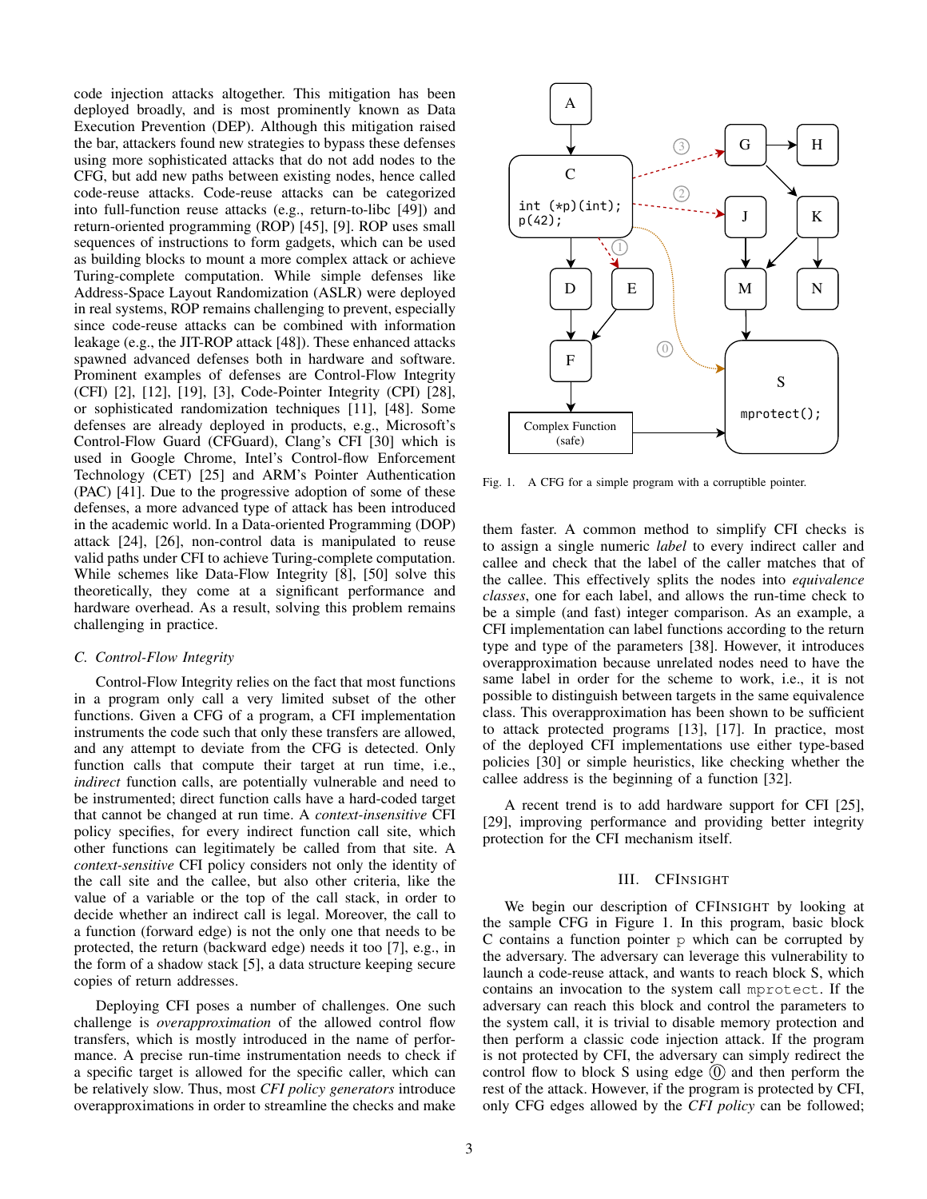code injection attacks altogether. This mitigation has been deployed broadly, and is most prominently known as Data Execution Prevention (DEP). Although this mitigation raised the bar, attackers found new strategies to bypass these defenses using more sophisticated attacks that do not add nodes to the CFG, but add new paths between existing nodes, hence called code-reuse attacks. Code-reuse attacks can be categorized into full-function reuse attacks (e.g., return-to-libc [49]) and return-oriented programming (ROP) [45], [9]. ROP uses small sequences of instructions to form gadgets, which can be used as building blocks to mount a more complex attack or achieve Turing-complete computation. While simple defenses like Address-Space Layout Randomization (ASLR) were deployed in real systems, ROP remains challenging to prevent, especially since code-reuse attacks can be combined with information leakage (e.g., the JIT-ROP attack [48]). These enhanced attacks spawned advanced defenses both in hardware and software. Prominent examples of defenses are Control-Flow Integrity (CFI) [2], [12], [19], [3], Code-Pointer Integrity (CPI) [28], or sophisticated randomization techniques [11], [48]. Some defenses are already deployed in products, e.g., Microsoft's Control-Flow Guard (CFGuard), Clang's CFI [30] which is used in Google Chrome, Intel's Control-flow Enforcement Technology (CET) [25] and ARM's Pointer Authentication (PAC) [41]. Due to the progressive adoption of some of these defenses, a more advanced type of attack has been introduced in the academic world. In a Data-oriented Programming (DOP) attack [24], [26], non-control data is manipulated to reuse valid paths under CFI to achieve Turing-complete computation. While schemes like Data-Flow Integrity [8], [50] solve this theoretically, they come at a significant performance and hardware overhead. As a result, solving this problem remains challenging in practice.

### C. Control-Flow Integrity

Control-Flow Integrity relies on the fact that most functions in a program only call a very limited subset of the other functions. Given a CFG of a program, a CFI implementation instruments the code such that only these transfers are allowed, and any attempt to deviate from the CFG is detected. Only function calls that compute their target at run time, i.e., *indirect* function calls, are potentially vulnerable and need to be instrumented; direct function calls have a hard-coded target that cannot be changed at run time. A *context-insensitive* CFI policy specifies, for every indirect function call site, which other functions can legitimately be called from that site. A *context-sensitive* CFI policy considers not only the identity of the call site and the callee, but also other criteria, like the value of a variable or the top of the call stack, in order to decide whether an indirect call is legal. Moreover, the call to a function (forward edge) is not the only one that needs to be protected, the return (backward edge) needs it too [7], e.g., in the form of a shadow stack [5], a data structure keeping secure copies of return addresses.

Deploying CFI poses a number of challenges. One such challenge is *overapproximation* of the allowed control flow transfers, which is mostly introduced in the name of performance. A precise run-time instrumentation needs to check if a specific target is allowed for the specific caller, which can be relatively slow. Thus, most *CFI policy generators* introduce overapproximations in order to streamline the checks and make them faster. A common method to simplify CFI checks is to assign a single numeric *label* to every indirect caller and callee and check that the label of the caller matches that of the callee. This effectively splits the nodes into *equivalence classes*, one for each label, and allows the run-time check to be a simple (and fast) integer comparison. As an example, a CFI implementation can label functions according to the return type and type of the parameters [38]. However, it introduces overapproximation because unrelated nodes need to have the same label in order for the scheme to work, i.e., it is not possible to distinguish between targets in the same equivalence class. This overapproximation has been shown to be sufficient to attack protected programs [13], [17]. In practice, most of the deployed CFI implementations use either type-based policies [30] or simple heuristics, like checking whether the callee address is the beginning of a function [32].

Fig. 1. A CFG for a simple program with a corruptible pointer.

A recent trend is to add hardware support for CFI [25], [29], improving performance and providing better integrity protection for the CFI mechanism itself.

## III. CFInsight

We begin our description of CFInsight by looking at the sample CFG in Figure 1. In this program, basic block C contains a function pointer `p` which can be corrupted by the adversary. The adversary can leverage this vulnerability to launch a code-reuse attack, and wants to reach block S, which contains an invocation to the system call `mprotect`. If the adversary can reach this block and control the parameters to the system call, it is trivial to disable memory protection and then perform a classic code injection attack. If the program is not protected by CFI, the adversary can simply redirect the control flow to block S using edge ⓪ and then perform the rest of the attack. However, if the program is protected by CFI, only CFG edges allowed by the *CFI policy* can be followed;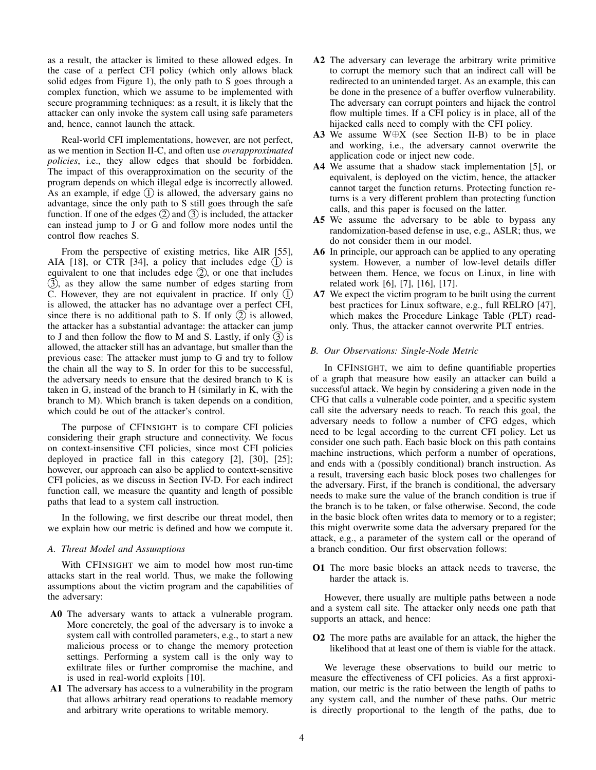as a result, the attacker is limited to these allowed edges. In the case of a perfect CFI policy (which only allows black solid edges from Figure 1), the only path to S goes through a complex function, which we assume to be implemented with secure programming techniques: as a result, it is likely that the attacker can only invoke the system call using safe parameters and, hence, cannot launch the attack.

Real-world CFI implementations, however, are not perfect, as we mention in Section II-C, and often use *overapproximated policies*, i.e., they allow edges that should be forbidden. The impact of this overapproximation on the security of the program depends on which illegal edge is incorrectly allowed. As an example, if edge ① is allowed, the adversary gains no advantage, since the only path to S still goes through the safe function. If one of the edges ② and ③ is included, the attacker can instead jump to J or G and follow more nodes until the control flow reaches S.

From the perspective of existing metrics, like AIR [55], AIA [18], or CTR [34], a policy that includes edge ① is equivalent to one that includes edge ②, or one that includes ③, as they allow the same number of edges starting from C. However, they are not equivalent in practice. If only ① is allowed, the attacker has no advantage over a perfect CFI, since there is no additional path to S. If only ② is allowed, the attacker has a substantial advantage: the attacker can jump to J and then follow the flow to M and S. Lastly, if only ③ is allowed, the attacker still has an advantage, but smaller than the previous case: The attacker must jump to G and try to follow the chain all the way to S. In order for this to be successful, the adversary needs to ensure that the desired branch to K is taken in G, instead of the branch to H (similarly in K, with the branch to M). Which branch is taken depends on a condition, which could be out of the attacker's control.

The purpose of CFINSIGHT is to compare CFI policies considering their graph structure and connectivity. We focus on context-insensitive CFI policies, since most CFI policies deployed in practice fall in this category [2], [30], [25]; however, our approach can also be applied to context-sensitive CFI policies, as we discuss in Section IV-D. For each indirect function call, we measure the quantity and length of possible paths that lead to a system call instruction.

In the following, we first describe our threat model, then we explain how our metric is defined and how we compute it.

### A. Threat Model and Assumptions

With CFINSIGHT we aim to model how most run-time attacks start in the real world. Thus, we make the following assumptions about the victim program and the capabilities of the adversary:

- **A0** The adversary wants to attack a vulnerable program. More concretely, the goal of the adversary is to invoke a system call with controlled parameters, e.g., to start a new malicious process or to change the memory protection settings. Performing a system call is the only way to exfiltrate files or further compromise the machine, and is used in real-world exploits [10].
- **A1** The adversary has access to a vulnerability in the program that allows arbitrary read operations to readable memory and arbitrary write operations to writable memory.
- **A2** The adversary can leverage the arbitrary write primitive to corrupt the memory such that an indirect call will be redirected to an unintended target. As an example, this can be done in the presence of a buffer overflow vulnerability. The adversary can corrupt pointers and hijack the control flow multiple times. If a CFI policy is in place, all of the hijacked calls need to comply with the CFI policy.
- **A3** We assume W⊕X (see Section II-B) to be in place and working, i.e., the adversary cannot overwrite the application code or inject new code.
- **A4** We assume that a shadow stack implementation [5], or equivalent, is deployed on the victim, hence, the attacker cannot target the function returns. Protecting function returns is a very different problem than protecting function calls, and this paper is focused on the latter.
- **A5** We assume the adversary to be able to bypass any randomization-based defense in use, e.g., ASLR; thus, we do not consider them in our model.
- **A6** In principle, our approach can be applied to any operating system. However, a number of low-level details differ between them. Hence, we focus on Linux, in line with related work [6], [7], [16], [17].
- **A7** We expect the victim program to be built using the current best practices for Linux software, e.g., full RELRO [47], which makes the Procedure Linkage Table (PLT) read-only. Thus, the attacker cannot overwrite PLT entries.

### B. Our Observations: Single-Node Metric

In CFINSIGHT, we aim to define quantifiable properties of a graph that measure how easily an attacker can build a successful attack. We begin by considering a given node in the CFG that calls a vulnerable code pointer, and a specific system call site the adversary needs to reach. To reach this goal, the adversary needs to follow a number of CFG edges, which need to be legal according to the current CFI policy. Let us consider one such path. Each basic block on this path contains machine instructions, which perform a number of operations, and ends with a (possibly conditional) branch instruction. As a result, traversing each basic block poses two challenges for the adversary. First, if the branch is conditional, the adversary needs to make sure the value of the branch condition is true if the branch is to be taken, or false otherwise. Second, the code in the basic block often writes data to memory or to a register; this might overwrite some data the adversary prepared for the attack, e.g., a parameter of the system call or the operand of a branch condition. Our first observation follows:

- **O1** The more basic blocks an attack needs to traverse, the harder the attack is.

However, there usually are multiple paths between a node and a system call site. The attacker only needs one path that supports an attack, and hence:

- **O2** The more paths are available for an attack, the higher the likelihood that at least one of them is viable for the attack.

We leverage these observations to build our metric to measure the effectiveness of CFI policies. As a first approximation, our metric is the ratio between the length of paths to any system call, and the number of these paths. Our metric is directly proportional to the length of the paths, due to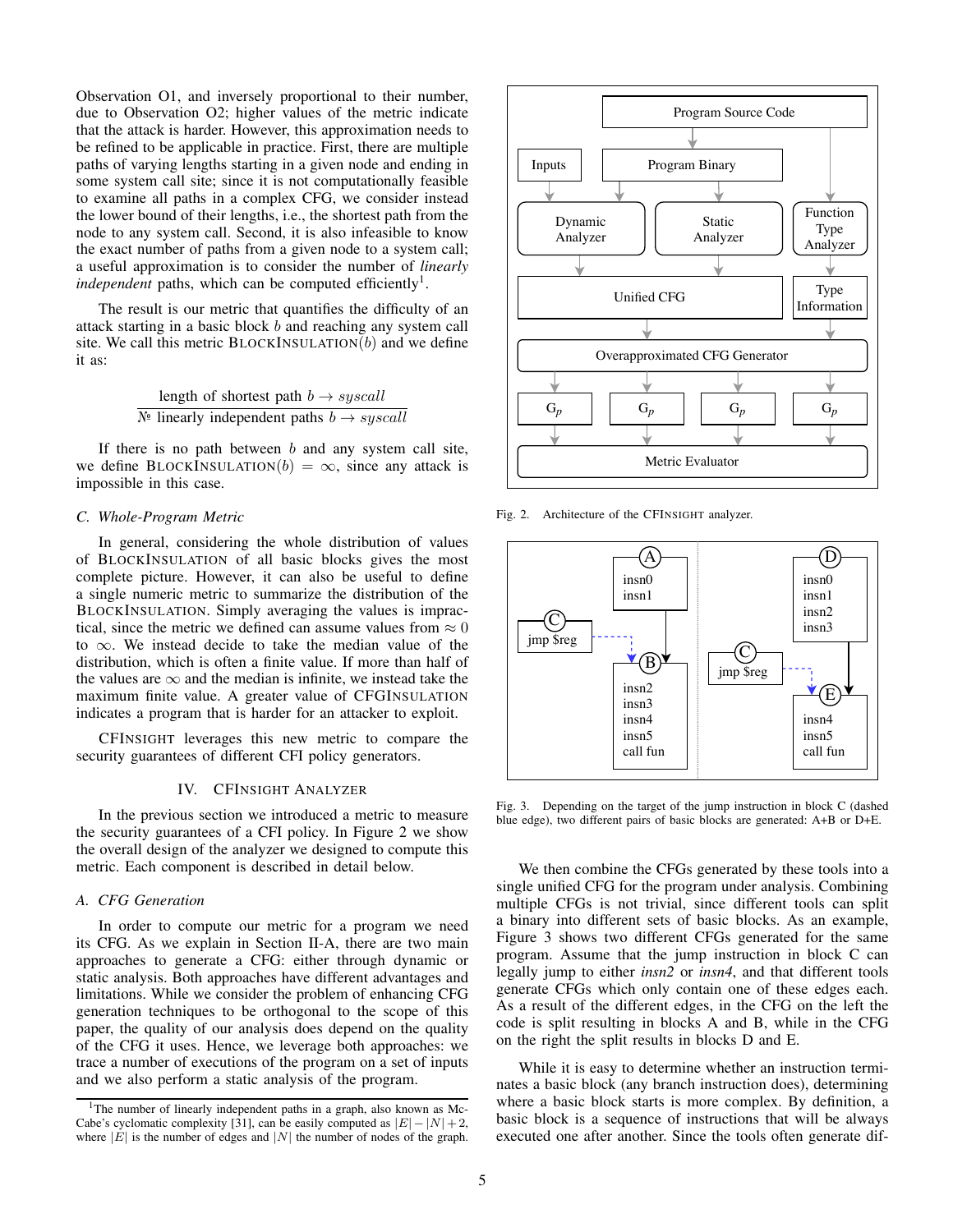Observation O1, and inversely proportional to their number, due to Observation O2; higher values of the metric indicate that the attack is harder. However, this approximation needs to be refined to be applicable in practice. First, there are multiple paths of varying lengths starting in a given node and ending in some system call site; since it is not computationally feasible to examine all paths in a complex CFG, we consider instead the lower bound of their lengths, i.e., the shortest path from the node to any system call. Second, it is also infeasible to know the exact number of paths from a given node to a system call; a useful approximation is to consider the number of *linearly independent* paths, which can be computed efficiently[1].

The result is our metric that quantifies the difficulty of an attack starting in a basic block $b$ and reaching any system call site. We call this metric BLOCKINSULATION($b$) and we define it as:

$$\frac{\text{length of shortest path } b \to \mathit{syscall}}{\text{№ linearly independent paths } b \to \mathit{syscall}}$$

If there is no path between $b$ and any system call site, we define BLOCKINSULATION($b$) $= \infty$, since any attack is impossible in this case.

### C. Whole-Program Metric

In general, considering the whole distribution of values of BLOCKINSULATION of all basic blocks gives the most complete picture. However, it can also be useful to define a single numeric metric to summarize the distribution of the BLOCKINSULATION. Simply averaging the values is impractical, since the metric we defined can assume values from $\approx 0$ to $\infty$. We instead decide to take the median value of the distribution, which is often a finite value. If more than half of the values are $\infty$ and the median is infinite, we instead take the maximum finite value. A greater value of CFGINSULATION indicates a program that is harder for an attacker to exploit.

CFINSIGHT leverages this new metric to compare the security guarantees of different CFI policy generators.

## IV. CFINSIGHT ANALYZER

In the previous section we introduced a metric to measure the security guarantees of a CFI policy. In Figure 2 we show the overall design of the analyzer we designed to compute this metric. Each component is described in detail below.

### A. CFG Generation

In order to compute our metric for a program we need its CFG. As we explain in Section II-A, there are two main approaches to generate a CFG: either through dynamic or static analysis. Both approaches have different advantages and limitations. While we consider the problem of enhancing CFG generation techniques to be orthogonal to the scope of this paper, the quality of our analysis does depend on the quality of the CFG it uses. Hence, we leverage both approaches: we trace a number of executions of the program on a set of inputs and we also perform a static analysis of the program.

[1]The number of linearly independent paths in a graph, also known as McCabe's cyclomatic complexity [31], can be easily computed as $|E|-|N|+2$, where $|E|$ is the number of edges and $|N|$ the number of nodes of the graph.

Fig. 2. Architecture of the CFINSIGHT analyzer.

Fig. 3. Depending on the target of the jump instruction in block C (dashed blue edge), two different pairs of basic blocks are generated: A+B or D+E.

We then combine the CFGs generated by these tools into a single unified CFG for the program under analysis. Combining multiple CFGs is not trivial, since different tools can split a binary into different sets of basic blocks. As an example, Figure 3 shows two different CFGs generated for the same program. Assume that the jump instruction in block C can legally jump to either *insn2* or *insn4*, and that different tools generate CFGs which only contain one of these edges each. As a result of the different edges, in the CFG on the left the code is split resulting in blocks A and B, while in the CFG on the right the split results in blocks D and E.

While it is easy to determine whether an instruction terminates a basic block (any branch instruction does), determining where a basic block starts is more complex. By definition, a basic block is a sequence of instructions that will be always executed one after another. Since the tools often generate dif-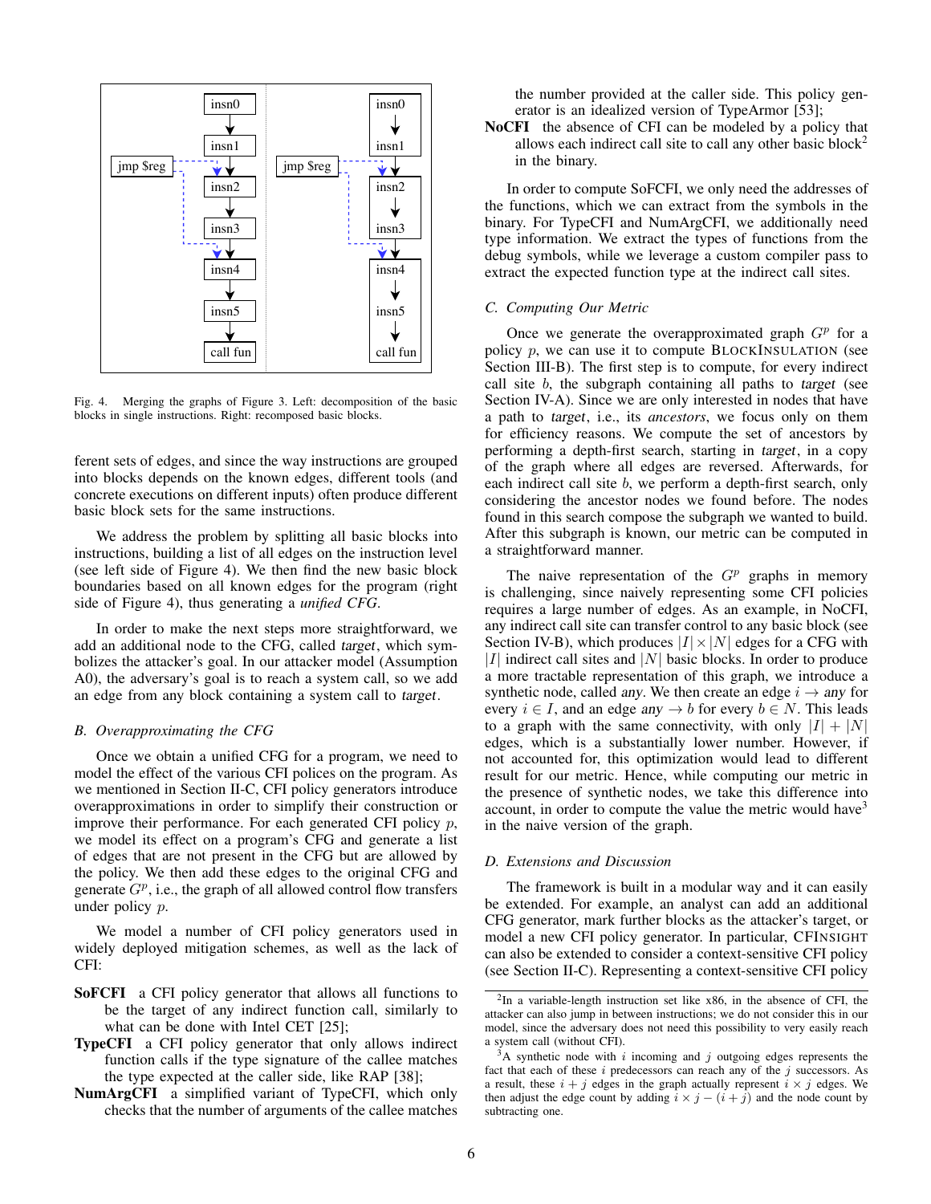Fig. 4. Merging the graphs of Figure 3. Left: decomposition of the basic blocks in single instructions. Right: recomposed basic blocks.

ferent sets of edges, and since the way instructions are grouped into blocks depends on the known edges, different tools (and concrete executions on different inputs) often produce different basic block sets for the same instructions.

We address the problem by splitting all basic blocks into instructions, building a list of all edges on the instruction level (see left side of Figure 4). We then find the new basic block boundaries based on all known edges for the program (right side of Figure 4), thus generating a *unified CFG*.

In order to make the next steps more straightforward, we add an additional node to the CFG, called *target*, which symbolizes the attacker's goal. In our attacker model (Assumption A0), the adversary's goal is to reach a system call, so we add an edge from any block containing a system call to *target*.

### *B. Overapproximating the CFG*

Once we obtain a unified CFG for a program, we need to model the effect of the various CFI polices on the program. As we mentioned in Section II-C, CFI policy generators introduce overapproximations in order to simplify their construction or improve their performance. For each generated CFI policy $p$, we model its effect on a program's CFG and generate a list of edges that are not present in the CFG but are allowed by the policy. We then add these edges to the original CFG and generate $G^p$, i.e., the graph of all allowed control flow transfers under policy $p$.

We model a number of CFI policy generators used in widely deployed mitigation schemes, as well as the lack of CFI:

- **SoFCFI** a CFI policy generator that allows all functions to be the target of any indirect function call, similarly to what can be done with Intel CET [25];
- **TypeCFI** a CFI policy generator that only allows indirect function calls if the type signature of the callee matches the type expected at the caller side, like RAP [38];
- **NumArgCFI** a simplified variant of TypeCFI, which only checks that the number of arguments of the callee matches the number provided at the caller side. This policy generator is an idealized version of TypeArmor [53];
- **NoCFI** the absence of CFI can be modeled by a policy that allows each indirect call site to call any other basic block[2] in the binary.

In order to compute SoFCFI, we only need the addresses of the functions, which we can extract from the symbols in the binary. For TypeCFI and NumArgCFI, we additionally need type information. We extract the types of functions from the debug symbols, while we leverage a custom compiler pass to extract the expected function type at the indirect call sites.

### *C. Computing Our Metric*

Once we generate the overapproximated graph $G^p$ for a policy $p$, we can use it to compute BlockInsulation (see Section III-B). The first step is to compute, for every indirect call site $b$, the subgraph containing all paths to *target* (see Section IV-A). Since we are only interested in nodes that have a path to *target*, i.e., its *ancestors*, we focus only on them for efficiency reasons. We compute the set of ancestors by performing a depth-first search, starting in *target*, in a copy of the graph where all edges are reversed. Afterwards, for each indirect call site $b$, we perform a depth-first search, only considering the ancestor nodes we found before. The nodes found in this search compose the subgraph we wanted to build. After this subgraph is known, our metric can be computed in a straightforward manner.

The naive representation of the $G^p$ graphs in memory is challenging, since naively representing some CFI policies requires a large number of edges. As an example, in NoCFI, any indirect call site can transfer control to any basic block (see Section IV-B), which produces $|I| \times |N|$ edges for a CFG with $|I|$ indirect call sites and $|N|$ basic blocks. In order to produce a more tractable representation of this graph, we introduce a synthetic node, called *any*. We then create an edge $i \to$ *any* for every $i \in I$, and an edge *any* $\to b$ for every $b \in N$. This leads to a graph with the same connectivity, with only $|I| + |N|$ edges, which is a substantially lower number. However, if not accounted for, this optimization would lead to different result for our metric. Hence, while computing our metric in the presence of synthetic nodes, we take this difference into account, in order to compute the value the metric would have[3] in the naive version of the graph.

### *D. Extensions and Discussion*

The framework is built in a modular way and it can easily be extended. For example, an analyst can add an additional CFG generator, mark further blocks as the attacker's target, or model a new CFI policy generator. In particular, CFInsight can also be extended to consider a context-sensitive CFI policy (see Section II-C). Representing a context-sensitive CFI policy

[2]In a variable-length instruction set like x86, in the absence of CFI, the attacker can also jump in between instructions; we do not consider this in our model, since the adversary does not need this possibility to very easily reach a system call (without CFI).

[3]A synthetic node with $i$ incoming and $j$ outgoing edges represents the fact that each of these $i$ predecessors can reach any of the $j$ successors. As a result, these $i + j$ edges in the graph actually represent $i \times j$ edges. We then adjust the edge count by adding $i \times j - (i + j)$ and the node count by subtracting one.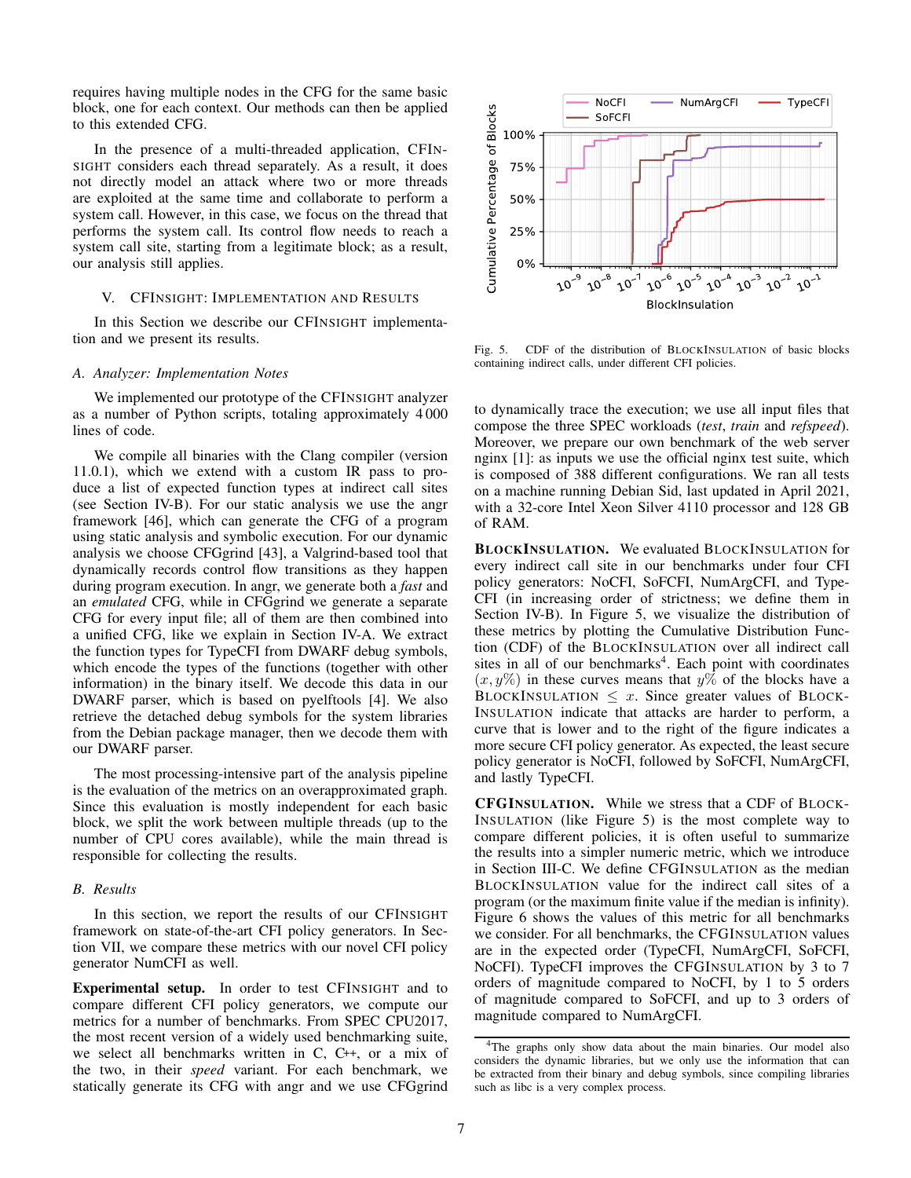requires having multiple nodes in the CFG for the same basic block, one for each context. Our methods can then be applied to this extended CFG.

In the presence of a multi-threaded application, CFINSIGHT considers each thread separately. As a result, it does not directly model an attack where two or more threads are exploited at the same time and collaborate to perform a system call. However, in this case, we focus on the thread that performs the system call. Its control flow needs to reach a system call site, starting from a legitimate block; as a result, our analysis still applies.

## V. CFINSIGHT: IMPLEMENTATION AND RESULTS

In this Section we describe our CFINSIGHT implementation and we present its results.

### A. Analyzer: Implementation Notes

We implemented our prototype of the CFINSIGHT analyzer as a number of Python scripts, totaling approximately 4 000 lines of code.

We compile all binaries with the Clang compiler (version 11.0.1), which we extend with a custom IR pass to produce a list of expected function types at indirect call sites (see Section IV-B). For our static analysis we use the angr framework [46], which can generate the CFG of a program using static analysis and symbolic execution. For our dynamic analysis we choose CFGgrind [43], a Valgrind-based tool that dynamically records control flow transitions as they happen during program execution. In angr, we generate both a *fast* and an *emulated* CFG, while in CFGgrind we generate a separate CFG for every input file; all of them are then combined into a unified CFG, like we explain in Section IV-A. We extract the function types for TypeCFI from DWARF debug symbols, which encode the types of the functions (together with other information) in the binary itself. We decode this data in our DWARF parser, which is based on pyelftools [4]. We also retrieve the detached debug symbols for the system libraries from the Debian package manager, then we decode them with our DWARF parser.

The most processing-intensive part of the analysis pipeline is the evaluation of the metrics on an overapproximated graph. Since this evaluation is mostly independent for each basic block, we split the work between multiple threads (up to the number of CPU cores available), while the main thread is responsible for collecting the results.

### B. Results

In this section, we report the results of our CFINSIGHT framework on state-of-the-art CFI policy generators. In Section VII, we compare these metrics with our novel CFI policy generator NumCFI as well.

**Experimental setup.** In order to test CFINSIGHT and to compare different CFI policy generators, we compute our metrics for a number of benchmarks. From SPEC CPU2017, the most recent version of a widely used benchmarking suite, we select all benchmarks written in C, C++, or a mix of the two, in their *speed* variant. For each benchmark, we statically generate its CFG with angr and we use CFGgrind to dynamically trace the execution; we use all input files that compose the three SPEC workloads (*test*, *train* and *refspeed*). Moreover, we prepare our own benchmark of the web server nginx [1]: as inputs we use the official nginx test suite, which is composed of 388 different configurations. We ran all tests on a machine running Debian Sid, last updated in April 2021, with a 32-core Intel Xeon Silver 4110 processor and 128 GB of RAM.

Fig. 5. CDF of the distribution of BLOCKINSULATION of basic blocks containing indirect calls, under different CFI policies.

**BLOCKINSULATION.** We evaluated BLOCKINSULATION for every indirect call site in our benchmarks under four CFI policy generators: NoCFI, SoFCFI, NumArgCFI, and TypeCFI (in increasing order of strictness; we define them in Section IV-B). In Figure 5, we visualize the distribution of these metrics by plotting the Cumulative Distribution Function (CDF) of the BLOCKINSULATION over all indirect call sites in all of our benchmarks[4]. Each point with coordinates $(x, y\%)$ in these curves means that $y\%$ of the blocks have a BLOCKINSULATION $\leq x$. Since greater values of BLOCKINSULATION indicate that attacks are harder to perform, a curve that is lower and to the right of the figure indicates a more secure CFI policy generator. As expected, the least secure policy generator is NoCFI, followed by SoFCFI, NumArgCFI, and lastly TypeCFI.

**CFGINSULATION.** While we stress that a CDF of BLOCKINSULATION (like Figure 5) is the most complete way to compare different policies, it is often useful to summarize the results into a simpler numeric metric, which we introduce in Section III-C. We define CFGINSULATION as the median BLOCKINSULATION value for the indirect call sites of a program (or the maximum finite value if the median is infinity). Figure 6 shows the values of this metric for all benchmarks we consider. For all benchmarks, the CFGINSULATION values are in the expected order (TypeCFI, NumArgCFI, SoFCFI, NoCFI). TypeCFI improves the CFGINSULATION by 3 to 7 orders of magnitude compared to NoCFI, by 1 to 5 orders of magnitude compared to SoFCFI, and up to 3 orders of magnitude compared to NumArgCFI.

[4]The graphs only show data about the main binaries. Our model also considers the dynamic libraries, but we only use the information that can be extracted from their binary and debug symbols, since compiling libraries such as libc is a very complex process.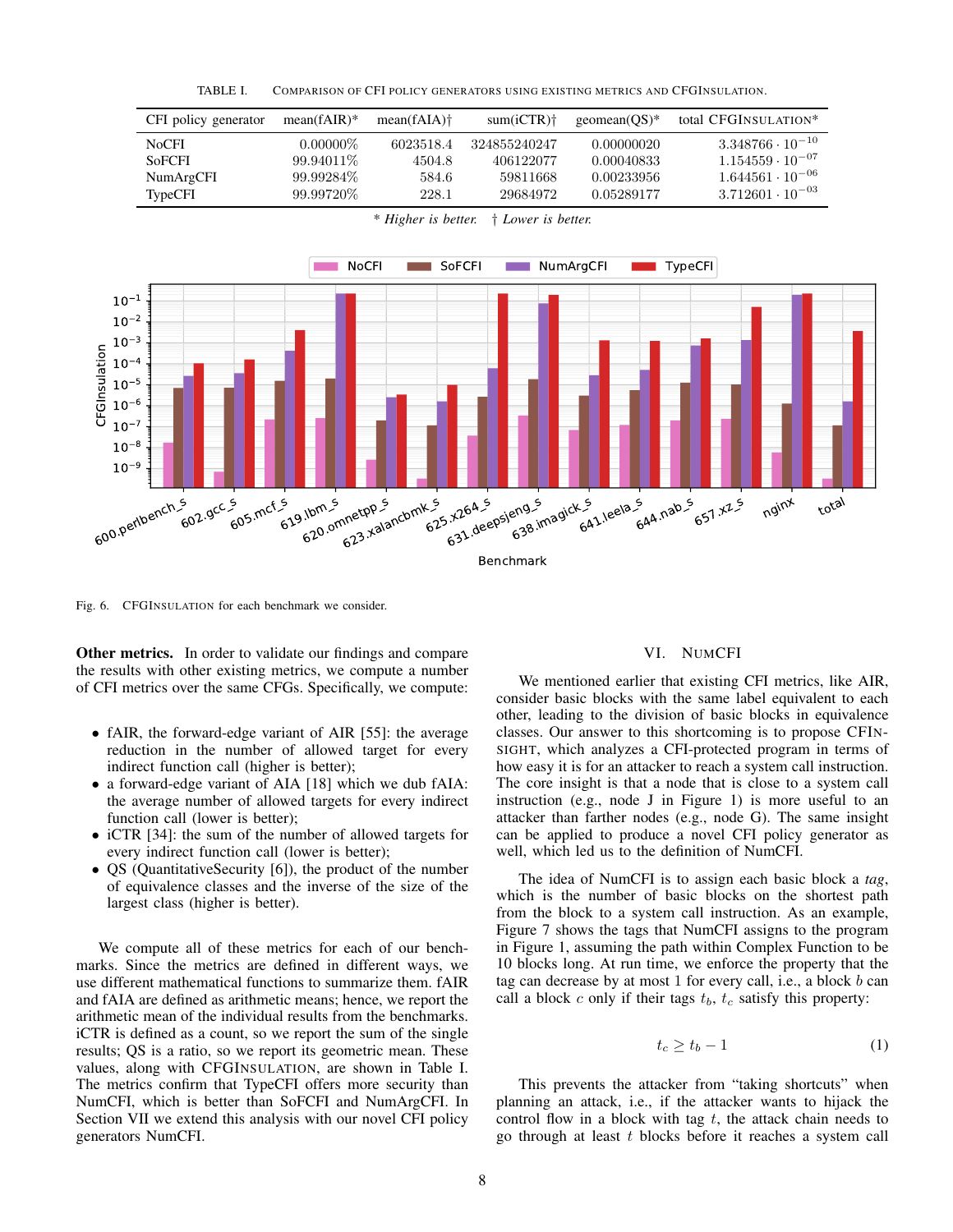TABLE I. COMPARISON OF CFI POLICY GENERATORS USING EXISTING METRICS AND CFGINSULATION.

| CFI policy generator | mean(fAIR)* | mean(fAIA)† | sum(iCTR)† | geomean(QS)* | total CFGINSULATION* |
|---|---|---|---|---|---|
| NoCFI | 0.00000% | 6023518.4 | 324855240247 | 0.00000020 | $3.348766 \cdot 10^{-10}$ |
| SoFCFI | 99.94011% | 4504.8 | 406122077 | 0.00040833 | $1.154559 \cdot 10^{-07}$ |
| NumArgCFI | 99.99284% | 584.6 | 59811668 | 0.00233956 | $1.644561 \cdot 10^{-06}$ |
| TypeCFI | 99.99720% | 228.1 | 29684972 | 0.05289177 | $3.712601 \cdot 10^{-03}$ |

\* *Higher is better.* † *Lower is better.*

Fig. 6. CFGINSULATION for each benchmark we consider.

**Other metrics.** In order to validate our findings and compare the results with other existing metrics, we compute a number of CFI metrics over the same CFGs. Specifically, we compute:

- fAIR, the forward-edge variant of AIR [55]: the average reduction in the number of allowed target for every indirect function call (higher is better);
- a forward-edge variant of AIA [18] which we dub fAIA: the average number of allowed targets for every indirect function call (lower is better);
- iCTR [34]: the sum of the number of allowed targets for every indirect function call (lower is better);
- QS (QuantitativeSecurity [6]), the product of the number of equivalence classes and the inverse of the size of the largest class (higher is better).

We compute all of these metrics for each of our benchmarks. Since the metrics are defined in different ways, we use different mathematical functions to summarize them. fAIR and fAIA are defined as arithmetic means; hence, we report the arithmetic mean of the individual results from the benchmarks. iCTR is defined as a count, so we report the sum of the single results; QS is a ratio, so we report its geometric mean. These values, along with CFGINSULATION, are shown in Table I. The metrics confirm that TypeCFI offers more security than NumCFI, which is better than SoFCFI and NumArgCFI. In Section VII we extend this analysis with our novel CFI policy generators NumCFI.

## VI. NUMCFI

We mentioned earlier that existing CFI metrics, like AIR, consider basic blocks with the same label equivalent to each other, leading to the division of basic blocks in equivalence classes. Our answer to this shortcoming is to propose CFINSIGHT, which analyzes a CFI-protected program in terms of how easy it is for an attacker to reach a system call instruction. The core insight is that a node that is close to a system call instruction (e.g., node J in Figure 1) is more useful to an attacker than farther nodes (e.g., node G). The same insight can be applied to produce a novel CFI policy generator as well, which led us to the definition of NumCFI.

The idea of NumCFI is to assign each basic block a *tag*, which is the number of basic blocks on the shortest path from the block to a system call instruction. As an example, Figure 7 shows the tags that NumCFI assigns to the program in Figure 1, assuming the path within Complex Function to be 10 blocks long. At run time, we enforce the property that the tag can decrease by at most 1 for every call, i.e., a block $b$ can call a block $c$ only if their tags $t_b$, $t_c$ satisfy this property:

$$t_c \geq t_b - 1 \tag{1}$$

This prevents the attacker from "taking shortcuts" when planning an attack, i.e., if the attacker wants to hijack the control flow in a block with tag $t$, the attack chain needs to go through at least $t$ blocks before it reaches a system call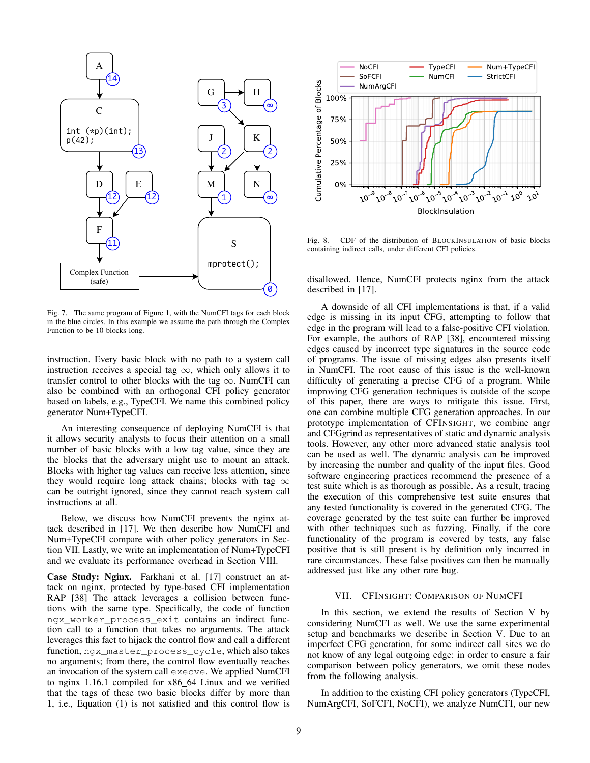Fig. 7. The same program of Figure 1, with the NumCFI tags for each block in the blue circles. In this example we assume the path through the Complex Function to be 10 blocks long.

instruction. Every basic block with no path to a system call instruction receives a special tag $\infty$, which only allows it to transfer control to other blocks with the tag $\infty$. NumCFI can also be combined with an orthogonal CFI policy generator based on labels, e.g., TypeCFI. We name this combined policy generator Num+TypeCFI.

An interesting consequence of deploying NumCFI is that it allows security analysts to focus their attention on a small number of basic blocks with a low tag value, since they are the blocks that the adversary might use to mount an attack. Blocks with higher tag values can receive less attention, since they would require long attack chains; blocks with tag $\infty$ can be outright ignored, since they cannot reach system call instructions at all.

Below, we discuss how NumCFI prevents the nginx attack described in [17]. We then describe how NumCFI and Num+TypeCFI compare with other policy generators in Section VII. Lastly, we write an implementation of Num+TypeCFI and we evaluate its performance overhead in Section VIII.

**Case Study: Nginx.** Farkhani et al. [17] construct an attack on nginx, protected by type-based CFI implementation RAP [38] The attack leverages a collision between functions with the same type. Specifically, the code of function `ngx_worker_process_exit` contains an indirect function call to a function that takes no arguments. The attack leverages this fact to hijack the control flow and call a different function, `ngx_master_process_cycle`, which also takes no arguments; from there, the control flow eventually reaches an invocation of the system call `execve`. We applied NumCFI to nginx 1.16.1 compiled for x86_64 Linux and we verified that the tags of these two basic blocks differ by more than 1, i.e., Equation (1) is not satisfied and this control flow is disallowed. Hence, NumCFI protects nginx from the attack described in [17].

Fig. 8. CDF of the distribution of BlockInsulation of basic blocks containing indirect calls, under different CFI policies.

A downside of all CFI implementations is that, if a valid edge is missing in its input CFG, attempting to follow that edge in the program will lead to a false-positive CFI violation. For example, the authors of RAP [38], encountered missing edges caused by incorrect type signatures in the source code of programs. The issue of missing edges also presents itself in NumCFI. The root cause of this issue is the well-known difficulty of generating a precise CFG of a program. While improving CFG generation techniques is outside of the scope of this paper, there are ways to mitigate this issue. First, one can combine multiple CFG generation approaches. In our prototype implementation of CFInsight, we combine angr and CFGgrind as representatives of static and dynamic analysis tools. However, any other more advanced static analysis tool can be used as well. The dynamic analysis can be improved by increasing the number and quality of the input files. Good software engineering practices recommend the presence of a test suite which is as thorough as possible. As a result, tracing the execution of this comprehensive test suite ensures that any tested functionality is covered in the generated CFG. The coverage generated by the test suite can further be improved with other techniques such as fuzzing. Finally, if the core functionality of the program is covered by tests, any false positive that is still present is by definition only incurred in rare circumstances. These false positives can then be manually addressed just like any other rare bug.

## VII. CFInsight: Comparison of NumCFI

In this section, we extend the results of Section V by considering NumCFI as well. We use the same experimental setup and benchmarks we describe in Section V. Due to an imperfect CFG generation, for some indirect call sites we do not know of any legal outgoing edge: in order to ensure a fair comparison between policy generators, we omit these nodes from the following analysis.

In addition to the existing CFI policy generators (TypeCFI, NumArgCFI, SoFCFI, NoCFI), we analyze NumCFI, our new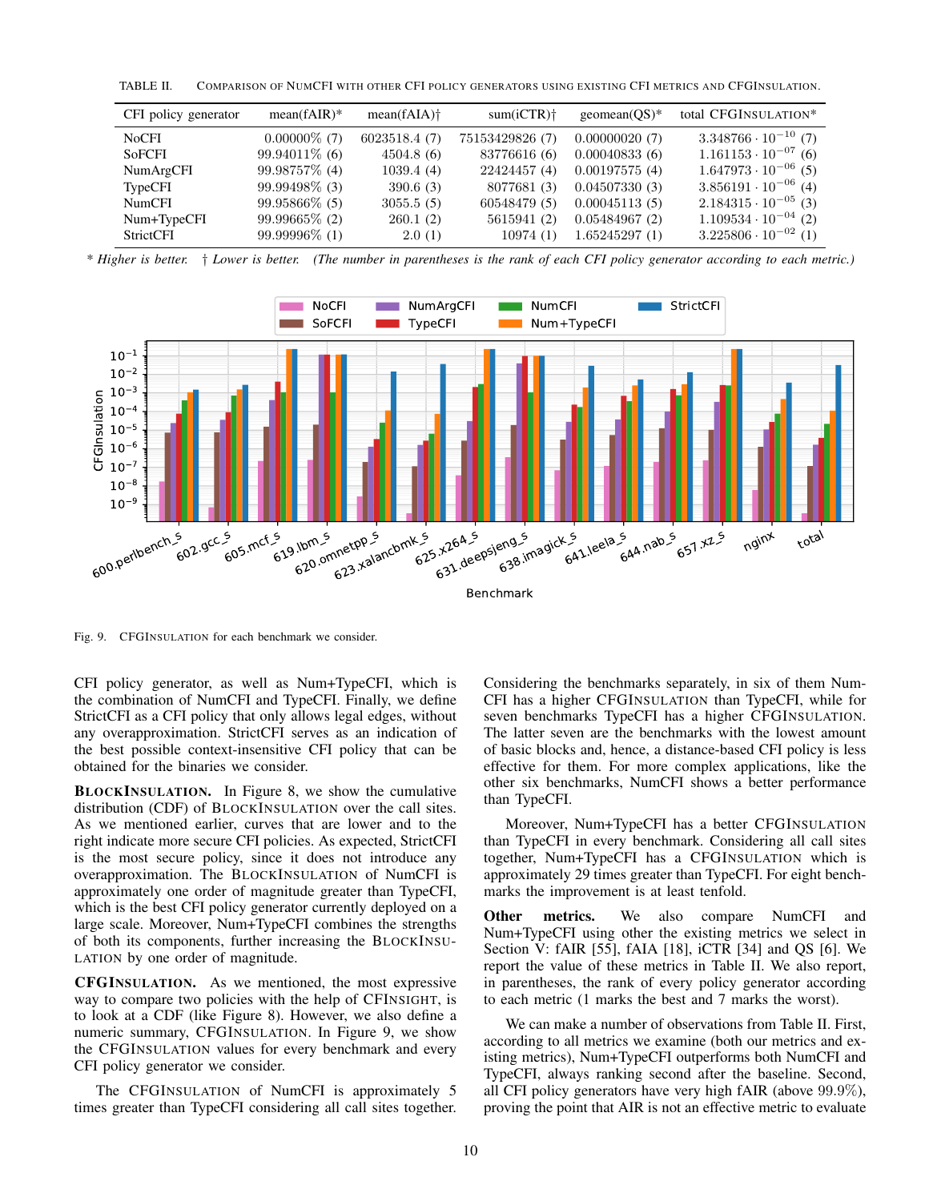TABLE II. Comparison of NumCFI with other CFI policy generators using existing CFI metrics and CFGInsulation.

| CFI policy generator | mean(fAIR)* | mean(fAIA)† | sum(iCTR)† | geomean(QS)* | total CFGInsulation* |
|---|---|---|---|---|---|
| NoCFI | 0.00000% (7) | 6023518.4 (7) | 75153429826 (7) | 0.00000020 (7) | $3.348766 \cdot 10^{-10}$ (7) |
| SoFCFI | 99.94011% (6) | 4504.8 (6) | 83776616 (6) | 0.00040833 (6) | $1.161153 \cdot 10^{-07}$ (6) |
| NumArgCFI | 99.98757% (4) | 1039.4 (4) | 22424457 (4) | 0.00197575 (4) | $1.647973 \cdot 10^{-06}$ (5) |
| TypeCFI | 99.99498% (3) | 390.6 (3) | 8077681 (3) | 0.04507330 (3) | $3.856191 \cdot 10^{-06}$ (4) |
| NumCFI | 99.95866% (5) | 3055.5 (5) | 60548479 (5) | 0.00045113 (5) | $2.184315 \cdot 10^{-05}$ (3) |
| Num+TypeCFI | 99.99665% (2) | 260.1 (2) | 5615941 (2) | 0.05484967 (2) | $1.109534 \cdot 10^{-04}$ (2) |
| StrictCFI | 99.99996% (1) | 2.0 (1) | 10974 (1) | 1.65245297 (1) | $3.225806 \cdot 10^{-02}$ (1) |

*\* Higher is better. † Lower is better. (The number in parentheses is the rank of each CFI policy generator according to each metric.)*

Fig. 9. CFGInsulation for each benchmark we consider.

CFI policy generator, as well as Num+TypeCFI, which is the combination of NumCFI and TypeCFI. Finally, we define StrictCFI as a CFI policy that only allows legal edges, without any overapproximation. StrictCFI serves as an indication of the best possible context-insensitive CFI policy that can be obtained for the binaries we consider.

**BlockInsulation.** In Figure 8, we show the cumulative distribution (CDF) of BlockInsulation over the call sites. As we mentioned earlier, curves that are lower and to the right indicate more secure CFI policies. As expected, StrictCFI is the most secure policy, since it does not introduce any overapproximation. The BlockInsulation of NumCFI is approximately one order of magnitude greater than TypeCFI, which is the best CFI policy generator currently deployed on a large scale. Moreover, Num+TypeCFI combines the strengths of both its components, further increasing the BlockInsulation by one order of magnitude.

**CFGInsulation.** As we mentioned, the most expressive way to compare two policies with the help of CFInsight, is to look at a CDF (like Figure 8). However, we also define a numeric summary, CFGInsulation. In Figure 9, we show the CFGInsulation values for every benchmark and every CFI policy generator we consider.

The CFGInsulation of NumCFI is approximately 5 times greater than TypeCFI considering all call sites together. Considering the benchmarks separately, in six of them NumCFI has a higher CFGInsulation than TypeCFI, while for seven benchmarks TypeCFI has a higher CFGInsulation. The latter seven are the benchmarks with the lowest amount of basic blocks and, hence, a distance-based CFI policy is less effective for them. For more complex applications, like the other six benchmarks, NumCFI shows a better performance than TypeCFI.

Moreover, Num+TypeCFI has a better CFGInsulation than TypeCFI in every benchmark. Considering all call sites together, Num+TypeCFI has a CFGInsulation which is approximately 29 times greater than TypeCFI. For eight benchmarks the improvement is at least tenfold.

**Other metrics.** We also compare NumCFI and Num+TypeCFI using other the existing metrics we select in Section V: fAIR [55], fAIA [18], iCTR [34] and QS [6]. We report the value of these metrics in Table II. We also report, in parentheses, the rank of every policy generator according to each metric (1 marks the best and 7 marks the worst).

We can make a number of observations from Table II. First, according to all metrics we examine (both our metrics and existing metrics), Num+TypeCFI outperforms both NumCFI and TypeCFI, always ranking second after the baseline. Second, all CFI policy generators have very high fAIR (above 99.9%), proving the point that AIR is not an effective metric to evaluate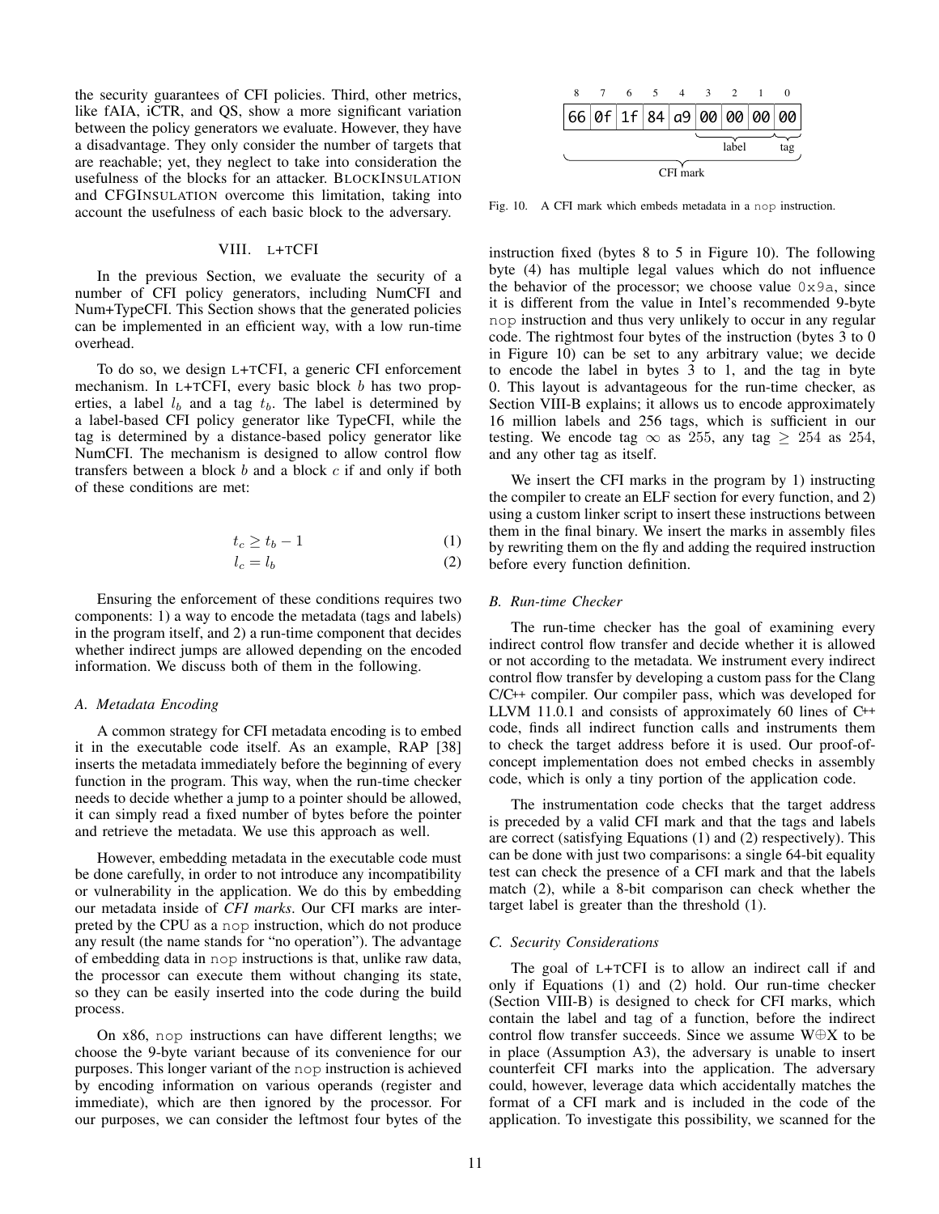the security guarantees of CFI policies. Third, other metrics, like fAIA, iCTR, and QS, show a more significant variation between the policy generators we evaluate. However, they have a disadvantage. They only consider the number of targets that are reachable; yet, they neglect to take into consideration the usefulness of the blocks for an attacker. BLOCKINSULATION and CFGINSULATION overcome this limitation, taking into account the usefulness of each basic block to the adversary.

## VIII. L+TCFI

In the previous Section, we evaluate the security of a number of CFI policy generators, including NumCFI and Num+TypeCFI. This Section shows that the generated policies can be implemented in an efficient way, with a low run-time overhead.

To do so, we design L+TCFI, a generic CFI enforcement mechanism. In L+TCFI, every basic block $b$ has two properties, a label $l_b$ and a tag $t_b$. The label is determined by a label-based CFI policy generator like TypeCFI, while the tag is determined by a distance-based policy generator like NumCFI. The mechanism is designed to allow control flow transfers between a block $b$ and a block $c$ if and only if both of these conditions are met:

$$t_c \geq t_b - 1 \tag{1}$$

$$l_c = l_b \tag{2}$$

Ensuring the enforcement of these conditions requires two components: 1) a way to encode the metadata (tags and labels) in the program itself, and 2) a run-time component that decides whether indirect jumps are allowed depending on the encoded information. We discuss both of them in the following.

### A. Metadata Encoding

A common strategy for CFI metadata encoding is to embed it in the executable code itself. As an example, RAP [38] inserts the metadata immediately before the beginning of every function in the program. This way, when the run-time checker needs to decide whether a jump to a pointer should be allowed, it can simply read a fixed number of bytes before the pointer and retrieve the metadata. We use this approach as well.

However, embedding metadata in the executable code must be done carefully, in order to not introduce any incompatibility or vulnerability in the application. We do this by embedding our metadata inside of *CFI marks*. Our CFI marks are interpreted by the CPU as a `nop` instruction, which do not produce any result (the name stands for "no operation"). The advantage of embedding data in `nop` instructions is that, unlike raw data, the processor can execute them without changing its state, so they can be easily inserted into the code during the build process.

On x86, `nop` instructions can have different lengths; we choose the 9-byte variant because of its convenience for our purposes. This longer variant of the `nop` instruction is achieved by encoding information on various operands (register and immediate), which are then ignored by the processor. For our purposes, we can consider the leftmost four bytes of the instruction fixed (bytes 8 to 5 in Figure 10). The following byte (4) has multiple legal values which do not influence the behavior of the processor; we choose value `0x9a`, since it is different from the value in Intel's recommended 9-byte `nop` instruction and thus very unlikely to occur in any regular code. The rightmost four bytes of the instruction (bytes 3 to 0 in Figure 10) can be set to any arbitrary value; we decide to encode the label in bytes 3 to 1, and the tag in byte 0. This layout is advantageous for the run-time checker, as Section VIII-B explains; it allows us to encode approximately 16 million labels and 256 tags, which is sufficient in our testing. We encode tag $\infty$ as 255, any tag $\geq$ 254 as 254, and any other tag as itself.

| 8 | 7 | 6 | 5 | 4 | 3 | 2 | 1 | 0 |
|---|---|---|---|---|---|---|---|---|
| 66 | 0f | 1f | 84 | a9 | 00 | 00 | 00 | 00 |
| | | | | | label | | | tag |

Fig. 10. A CFI mark which embeds metadata in a `nop` instruction.

We insert the CFI marks in the program by 1) instructing the compiler to create an ELF section for every function, and 2) using a custom linker script to insert these instructions between them in the final binary. We insert the marks in assembly files by rewriting them on the fly and adding the required instruction before every function definition.

### B. Run-time Checker

The run-time checker has the goal of examining every indirect control flow transfer and decide whether it is allowed or not according to the metadata. We instrument every indirect control flow transfer by developing a custom pass for the Clang C/C++ compiler. Our compiler pass, which was developed for LLVM 11.0.1 and consists of approximately 60 lines of C++ code, finds all indirect function calls and instruments them to check the target address before it is used. Our proof-of-concept implementation does not embed checks in assembly code, which is only a tiny portion of the application code.

The instrumentation code checks that the target address is preceded by a valid CFI mark and that the tags and labels are correct (satisfying Equations (1) and (2) respectively). This can be done with just two comparisons: a single 64-bit equality test can check the presence of a CFI mark and that the labels match (2), while a 8-bit comparison can check whether the target label is greater than the threshold (1).

### C. Security Considerations

The goal of L+TCFI is to allow an indirect call if and only if Equations (1) and (2) hold. Our run-time checker (Section VIII-B) is designed to check for CFI marks, which contain the label and tag of a function, before the indirect control flow transfer succeeds. Since we assume W⊕X to be in place (Assumption A3), the adversary is unable to insert counterfeit CFI marks into the application. The adversary could, however, leverage data which accidentally matches the format of a CFI mark and is included in the code of the application. To investigate this possibility, we scanned for the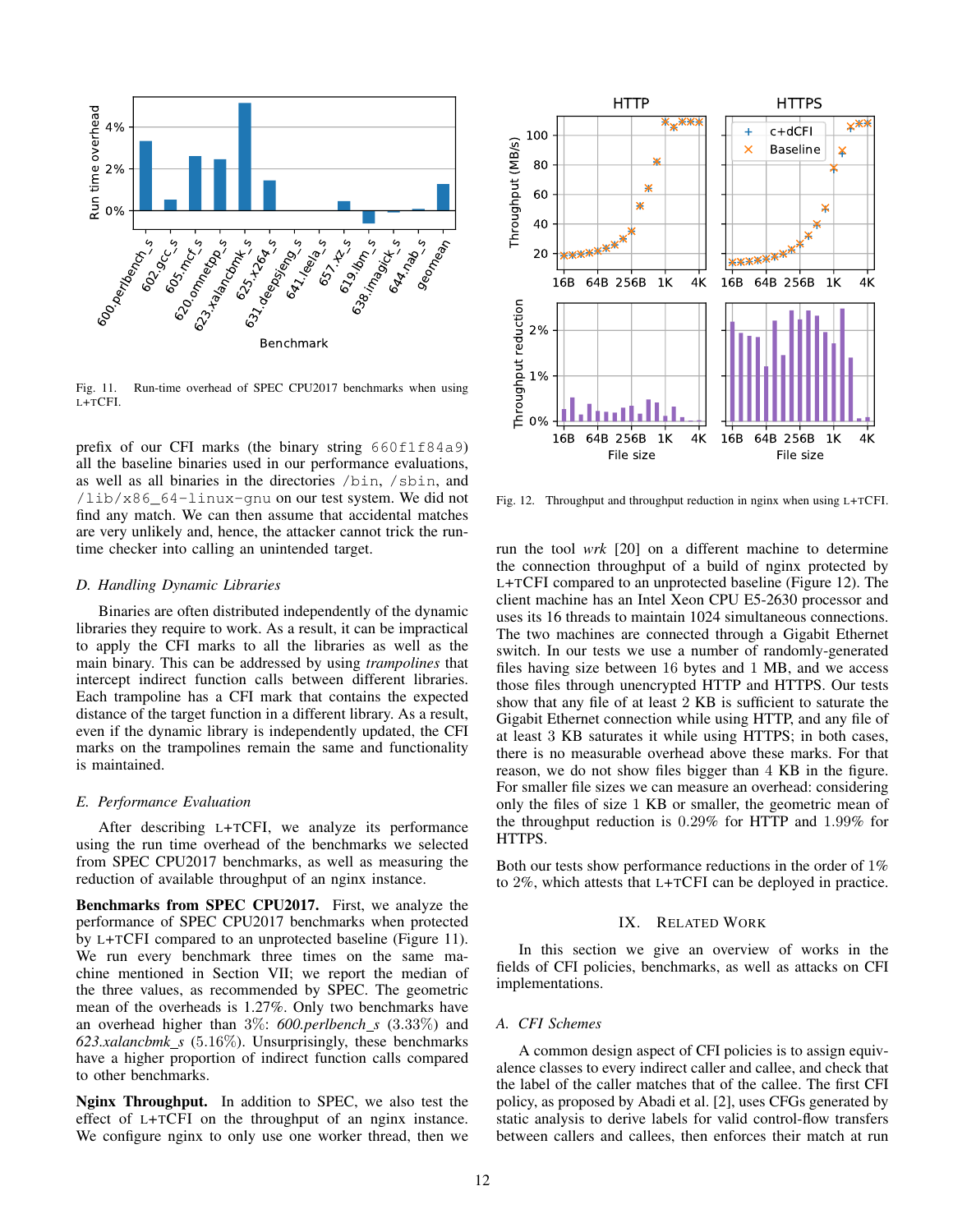Fig. 11. Run-time overhead of SPEC CPU2017 benchmarks when using L+TCFI.

prefix of our CFI marks (the binary string 660f1f84a9) all the baseline binaries used in our performance evaluations, as well as all binaries in the directories /bin, /sbin, and /lib/x86_64-linux-gnu on our test system. We did not find any match. We can then assume that accidental matches are very unlikely and, hence, the attacker cannot trick the run-time checker into calling an unintended target.

### D. Handling Dynamic Libraries

Binaries are often distributed independently of the dynamic libraries they require to work. As a result, it can be impractical to apply the CFI marks to all the libraries as well as the main binary. This can be addressed by using *trampolines* that intercept indirect function calls between different libraries. Each trampoline has a CFI mark that contains the expected distance of the target function in a different library. As a result, even if the dynamic library is independently updated, the CFI marks on the trampolines remain the same and functionality is maintained.

### E. Performance Evaluation

After describing L+TCFI, we analyze its performance using the run time overhead of the benchmarks we selected from SPEC CPU2017 benchmarks, as well as measuring the reduction of available throughput of an nginx instance.

**Benchmarks from SPEC CPU2017.** First, we analyze the performance of SPEC CPU2017 benchmarks when protected by L+TCFI compared to an unprotected baseline (Figure 11). We run every benchmark three times on the same machine mentioned in Section VII; we report the median of the three values, as recommended by SPEC. The geometric mean of the overheads is 1.27%. Only two benchmarks have an overhead higher than 3%: *600.perlbench_s* (3.33%) and *623.xalancbmk_s* (5.16%). Unsurprisingly, these benchmarks have a higher proportion of indirect function calls compared to other benchmarks.

**Nginx Throughput.** In addition to SPEC, we also test the effect of L+TCFI on the throughput of an nginx instance. We configure nginx to only use one worker thread, then we run the tool *wrk* [20] on a different machine to determine the connection throughput of a build of nginx protected by L+TCFI compared to an unprotected baseline (Figure 12). The client machine has an Intel Xeon CPU E5-2630 processor and uses its 16 threads to maintain 1024 simultaneous connections. The two machines are connected through a Gigabit Ethernet switch. In our tests we use a number of randomly-generated files having size between 16 bytes and 1 MB, and we access those files through unencrypted HTTP and HTTPS. Our tests show that any file of at least 2 KB is sufficient to saturate the Gigabit Ethernet connection while using HTTP, and any file of at least 3 KB saturates it while using HTTPS; in both cases, there is no measurable overhead above these marks. For that reason, we do not show files bigger than 4 KB in the figure. For smaller file sizes we can measure an overhead: considering only the files of size 1 KB or smaller, the geometric mean of the throughput reduction is 0.29% for HTTP and 1.99% for HTTPS.

Fig. 12. Throughput and throughput reduction in nginx when using L+TCFI.

Both our tests show performance reductions in the order of 1% to 2%, which attests that L+TCFI can be deployed in practice.

## IX. Related Work

In this section we give an overview of works in the fields of CFI policies, benchmarks, as well as attacks on CFI implementations.

### A. CFI Schemes

A common design aspect of CFI policies is to assign equivalence classes to every indirect caller and callee, and check that the label of the caller matches that of the callee. The first CFI policy, as proposed by Abadi et al. [2], uses CFGs generated by static analysis to derive labels for valid control-flow transfers between callers and callees, then enforces their match at run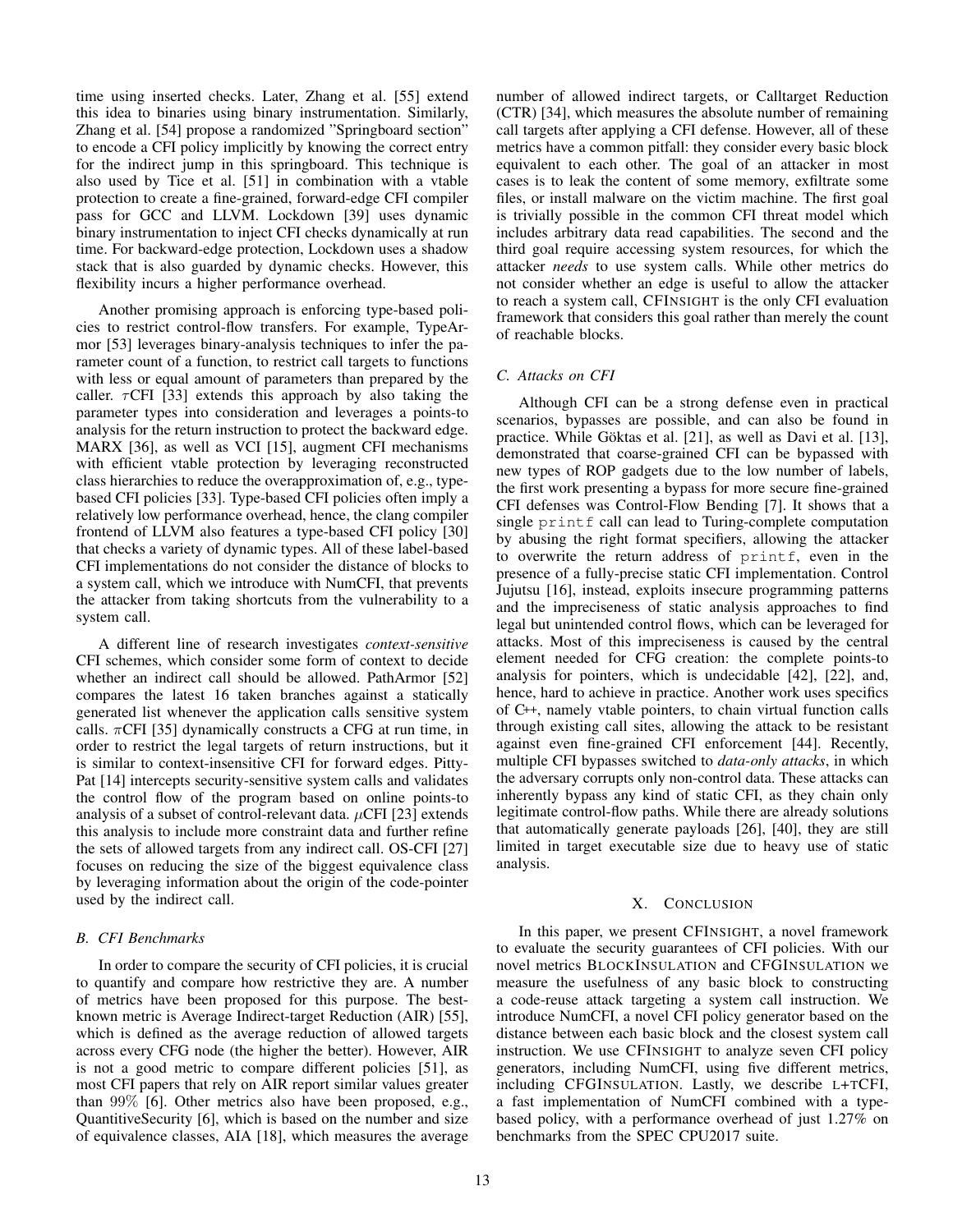time using inserted checks. Later, Zhang et al. [55] extend this idea to binaries using binary instrumentation. Similarly, Zhang et al. [54] propose a randomized "Springboard section" to encode a CFI policy implicitly by knowing the correct entry for the indirect jump in this springboard. This technique is also used by Tice et al. [51] in combination with a vtable protection to create a fine-grained, forward-edge CFI compiler pass for GCC and LLVM. Lockdown [39] uses dynamic binary instrumentation to inject CFI checks dynamically at run time. For backward-edge protection, Lockdown uses a shadow stack that is also guarded by dynamic checks. However, this flexibility incurs a higher performance overhead.

Another promising approach is enforcing type-based policies to restrict control-flow transfers. For example, TypeArmor [53] leverages binary-analysis techniques to infer the parameter count of a function, to restrict call targets to functions with less or equal amount of parameters than prepared by the caller. $\tau$CFI [33] extends this approach by also taking the parameter types into consideration and leverages a points-to analysis for the return instruction to protect the backward edge. MARX [36], as well as VCI [15], augment CFI mechanisms with efficient vtable protection by leveraging reconstructed class hierarchies to reduce the overapproximation of, e.g., type-based CFI policies [33]. Type-based CFI policies often imply a relatively low performance overhead, hence, the clang compiler frontend of LLVM also features a type-based CFI policy [30] that checks a variety of dynamic types. All of these label-based CFI implementations do not consider the distance of blocks to a system call, which we introduce with NumCFI, that prevents the attacker from taking shortcuts from the vulnerability to a system call.

A different line of research investigates *context-sensitive* CFI schemes, which consider some form of context to decide whether an indirect call should be allowed. PathArmor [52] compares the latest 16 taken branches against a statically generated list whenever the application calls sensitive system calls. $\pi$CFI [35] dynamically constructs a CFG at run time, in order to restrict the legal targets of return instructions, but it is similar to context-insensitive CFI for forward edges. PittyPat [14] intercepts security-sensitive system calls and validates the control flow of the program based on online points-to analysis of a subset of control-relevant data. $\mu$CFI [23] extends this analysis to include more constraint data and further refine the sets of allowed targets from any indirect call. OS-CFI [27] focuses on reducing the size of the biggest equivalence class by leveraging information about the origin of the code-pointer used by the indirect call.

### B. CFI Benchmarks

In order to compare the security of CFI policies, it is crucial to quantify and compare how restrictive they are. A number of metrics have been proposed for this purpose. The best-known metric is Average Indirect-target Reduction (AIR) [55], which is defined as the average reduction of allowed targets across every CFG node (the higher the better). However, AIR is not a good metric to compare different policies [51], as most CFI papers that rely on AIR report similar values greater than 99% [6]. Other metrics also have been proposed, e.g., QuantitiveSecurity [6], which is based on the number and size of equivalence classes, AIA [18], which measures the average number of allowed indirect targets, or Calltarget Reduction (CTR) [34], which measures the absolute number of remaining call targets after applying a CFI defense. However, all of these metrics have a common pitfall: they consider every basic block equivalent to each other. The goal of an attacker in most cases is to leak the content of some memory, exfiltrate some files, or install malware on the victim machine. The first goal is trivially possible in the common CFI threat model which includes arbitrary data read capabilities. The second and the third goal require accessing system resources, for which the attacker *needs* to use system calls. While other metrics do not consider whether an edge is useful to allow the attacker to reach a system call, CFINSIGHT is the only CFI evaluation framework that considers this goal rather than merely the count of reachable blocks.

### C. Attacks on CFI

Although CFI can be a strong defense even in practical scenarios, bypasses are possible, and can also be found in practice. While Göktas et al. [21], as well as Davi et al. [13], demonstrated that coarse-grained CFI can be bypassed with new types of ROP gadgets due to the low number of labels, the first work presenting a bypass for more secure fine-grained CFI defenses was Control-Flow Bending [7]. It shows that a single `printf` call can lead to Turing-complete computation by abusing the right format specifiers, allowing the attacker to overwrite the return address of `printf`, even in the presence of a fully-precise static CFI implementation. Control Jujutsu [16], instead, exploits insecure programming patterns and the impreciseness of static analysis approaches to find legal but unintended control flows, which can be leveraged for attacks. Most of this impreciseness is caused by the central element needed for CFG creation: the complete points-to analysis for pointers, which is undecidable [42], [22], and, hence, hard to achieve in practice. Another work uses specifics of C++, namely vtable pointers, to chain virtual function calls through existing call sites, allowing the attack to be resistant against even fine-grained CFI enforcement [44]. Recently, multiple CFI bypasses switched to *data-only attacks*, in which the adversary corrupts only non-control data. These attacks can inherently bypass any kind of static CFI, as they chain only legitimate control-flow paths. While there are already solutions that automatically generate payloads [26], [40], they are still limited in target executable size due to heavy use of static analysis.

## X. CONCLUSION

In this paper, we present CFINSIGHT, a novel framework to evaluate the security guarantees of CFI policies. With our novel metrics BLOCKINSULATION and CFGINSULATION we measure the usefulness of any basic block to constructing a code-reuse attack targeting a system call instruction. We introduce NumCFI, a novel CFI policy generator based on the distance between each basic block and the closest system call instruction. We use CFINSIGHT to analyze seven CFI policy generators, including NumCFI, using five different metrics, including CFGINSULATION. Lastly, we describe L+TCFI, a fast implementation of NumCFI combined with a type-based policy, with a performance overhead of just 1.27% on benchmarks from the SPEC CPU2017 suite.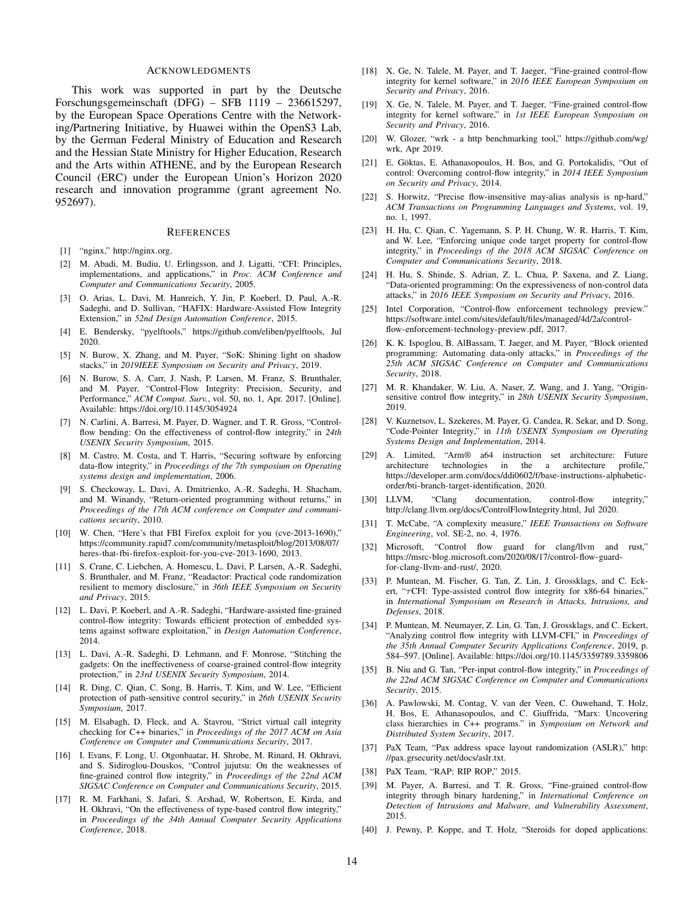## Acknowledgments

This work was supported in part by the Deutsche Forschungsgemeinschaft (DFG) – SFB 1119 – 236615297, by the European Space Operations Centre with the Networking/Partnering Initiative, by Huawei within the OpenS3 Lab, by the German Federal Ministry of Education and Research and the Hessian State Ministry for Higher Education, Research and the Arts within ATHENE, and by the European Research Council (ERC) under the European Union's Horizon 2020 research and innovation programme (grant agreement No. 952697).

## References

[1] "nginx," http://nginx.org.

[2] M. Abadi, M. Budiu, U. Erlingsson, and J. Ligatti, "CFI: Principles, implementations, and applications," in *Proc. ACM Conference and Computer and Communications Security*, 2005.

[3] O. Arias, L. Davi, M. Hanreich, Y. Jin, P. Koeberl, D. Paul, A.-R. Sadeghi, and D. Sullivan, "HAFIX: Hardware-Assisted Flow Integrity Extension," in *52nd Design Automation Conference*, 2015.

[4] E. Bendersky, "pyelftools," https://github.com/eliben/pyelftools, Jul 2020.

[5] N. Burow, X. Zhang, and M. Payer, "SoK: Shining light on shadow stacks," in *2019IEEE Symposium on Security and Privacy*, 2019.

[6] N. Burow, S. A. Carr, J. Nash, P. Larsen, M. Franz, S. Brunthaler, and M. Payer, "Control-Flow Integrity: Precision, Security, and Performance," *ACM Comput. Surv.*, vol. 50, no. 1, Apr. 2017. [Online]. Available: https://doi.org/10.1145/3054924

[7] N. Carlini, A. Barresi, M. Payer, D. Wagner, and T. R. Gross, "Control-flow bending: On the effectiveness of control-flow integrity," in *24th USENIX Security Symposium*, 2015.

[8] M. Castro, M. Costa, and T. Harris, "Securing software by enforcing data-flow integrity," in *Proceedings of the 7th symposium on Operating systems design and implementation*, 2006.

[9] S. Checkoway, L. Davi, A. Dmitrienko, A.-R. Sadeghi, H. Shacham, and M. Winandy, "Return-oriented programming without returns," in *Proceedings of the 17th ACM conference on Computer and communications security*, 2010.

[10] W. Chen, "Here's that FBI Firefox exploit for you (cve-2013-1690)," https://community.rapid7.com/community/metasploit/blog/2013/08/07/heres-that-fbi-firefox-exploit-for-you-cve-2013-1690, 2013.

[11] S. Crane, C. Liebchen, A. Homescu, L. Davi, P. Larsen, A.-R. Sadeghi, S. Brunthaler, and M. Franz, "Readactor: Practical code randomization resilient to memory disclosure," in *36th IEEE Symposium on Security and Privacy*, 2015.

[12] L. Davi, P. Koeberl, and A.-R. Sadeghi, "Hardware-assisted fine-grained control-flow integrity: Towards efficient protection of embedded systems against software exploitation," in *Design Automation Conference*, 2014.

[13] L. Davi, A.-R. Sadeghi, D. Lehmann, and F. Monrose, "Stitching the gadgets: On the ineffectiveness of coarse-grained control-flow integrity protection," in *23rd USENIX Security Symposium*, 2014.

[14] R. Ding, C. Qian, C. Song, B. Harris, T. Kim, and W. Lee, "Efficient protection of path-sensitive control security," in *26th USENIX Security Symposium*, 2017.

[15] M. Elsabagh, D. Fleck, and A. Stavrou, "Strict virtual call integrity checking for C++ binaries," in *Proceedings of the 2017 ACM on Asia Conference on Computer and Communications Security*, 2017.

[16] I. Evans, F. Long, U. Otgonbaatar, H. Shrobe, M. Rinard, H. Okhravi, and S. Sidiroglou-Douskos, "Control jujutsu: On the weaknesses of fine-grained control flow integrity," in *Proceedings of the 22nd ACM SIGSAC Conference on Computer and Communications Security*, 2015.

[17] R. M. Farkhani, S. Jafari, S. Arshad, W. Robertson, E. Kirda, and H. Okhravi, "On the effectiveness of type-based control flow integrity," in *Proceedings of the 34th Annual Computer Security Applications Conference*, 2018.

[18] X. Ge, N. Talele, M. Payer, and T. Jaeger, "Fine-grained control-flow integrity for kernel software," in *2016 IEEE European Symposium on Security and Privacy*, 2016.

[19] X. Ge, N. Talele, M. Payer, and T. Jaeger, "Fine-grained control-flow integrity for kernel software," in *1st IEEE European Symposium on Security and Privacy*, 2016.

[20] W. Glozer, "wrk - a http benchmarking tool," https://github.com/wg/wrk, Apr 2019.

[21] E. Göktas, E. Athanasopoulos, H. Bos, and G. Portokalidis, "Out of control: Overcoming control-flow integrity," in *2014 IEEE Symposium on Security and Privacy*, 2014.

[22] S. Horwitz, "Precise flow-insensitive may-alias analysis is np-hard," *ACM Transactions on Programming Languages and Systems*, vol. 19, no. 1, 1997.

[23] H. Hu, C. Qian, C. Yagemann, S. P. H. Chung, W. R. Harris, T. Kim, and W. Lee, "Enforcing unique code target property for control-flow integrity," in *Proceedings of the 2018 ACM SIGSAC Conference on Computer and Communications Security*, 2018.

[24] H. Hu, S. Shinde, S. Adrian, Z. L. Chua, P. Saxena, and Z. Liang, "Data-oriented programming: On the expressiveness of non-control data attacks," in *2016 IEEE Symposium on Security and Privacy*, 2016.

[25] Intel Corporation, "Control-flow enforcement technology preview." https://software.intel.com/sites/default/files/managed/4d/2a/control-flow-enforcement-technology-preview.pdf, 2017.

[26] K. K. Ispoglou, B. AlBassam, T. Jaeger, and M. Payer, "Block oriented programming: Automating data-only attacks," in *Proceedings of the 25th ACM SIGSAC Conference on Computer and Communications Security*, 2018.

[27] M. R. Khandaker, W. Liu, A. Naser, Z. Wang, and J. Yang, "Origin-sensitive control flow integrity," in *28th USENIX Security Symposium*, 2019.

[28] V. Kuznetsov, L. Szekeres, M. Payer, G. Candea, R. Sekar, and D. Song, "Code-Pointer Integrity," in *11th USENIX Symposium on Operating Systems Design and Implementation*, 2014.

[29] A. Limited, "Arm® a64 instruction set architecture: Future architecture technologies in the a architecture profile," https://developer.arm.com/docs/ddi0602/f/base-instructions-alphabetic-order/bti-branch-target-identification, 2020.

[30] LLVM, "Clang documentation, control-flow integrity," http://clang.llvm.org/docs/ControlFlowIntegrity.html, Jul 2020.

[31] T. McCabe, "A complexity measure," *IEEE Transactions on Software Engineering*, vol. SE-2, no. 4, 1976.

[32] Microsoft, "Control flow guard for clang/llvm and rust," https://msrc-blog.microsoft.com/2020/08/17/control-flow-guard-for-clang-llvm-and-rust/, 2020.

[33] P. Muntean, M. Fischer, G. Tan, Z. Lin, J. Grossklags, and C. Eckert, "$\tau$CFI: Type-assisted control flow integrity for x86-64 binaries," in *International Symposium on Research in Attacks, Intrusions, and Defenses*, 2018.

[34] P. Muntean, M. Neumayer, Z. Lin, G. Tan, J. Grossklags, and C. Eckert, "Analyzing control flow integrity with LLVM-CFI," in *Proceedings of the 35th Annual Computer Security Applications Conference*, 2019, p. 584–597. [Online]. Available: https://doi.org/10.1145/3359789.3359806

[35] B. Niu and G. Tan, "Per-input control-flow integrity," in *Proceedings of the 22nd ACM SIGSAC Conference on Computer and Communications Security*, 2015.

[36] A. Pawlowski, M. Contag, V. van der Veen, C. Ouwehand, T. Holz, H. Bos, E. Athanasopoulos, and C. Giuffrida, "Marx: Uncovering class hierarchies in C++ programs." in *Symposium on Network and Distributed System Security*, 2017.

[37] PaX Team, "Pax address space layout randomization (ASLR)," http://pax.grsecurity.net/docs/aslr.txt.

[38] PaX Team, "RAP: RIP ROP," 2015.

[39] M. Payer, A. Barresi, and T. R. Gross, "Fine-grained control-flow integrity through binary hardening," in *International Conference on Detection of Intrusions and Malware, and Vulnerability Assessment*, 2015.

[40] J. Pewny, P. Koppe, and T. Holz, "Steroids for doped applications: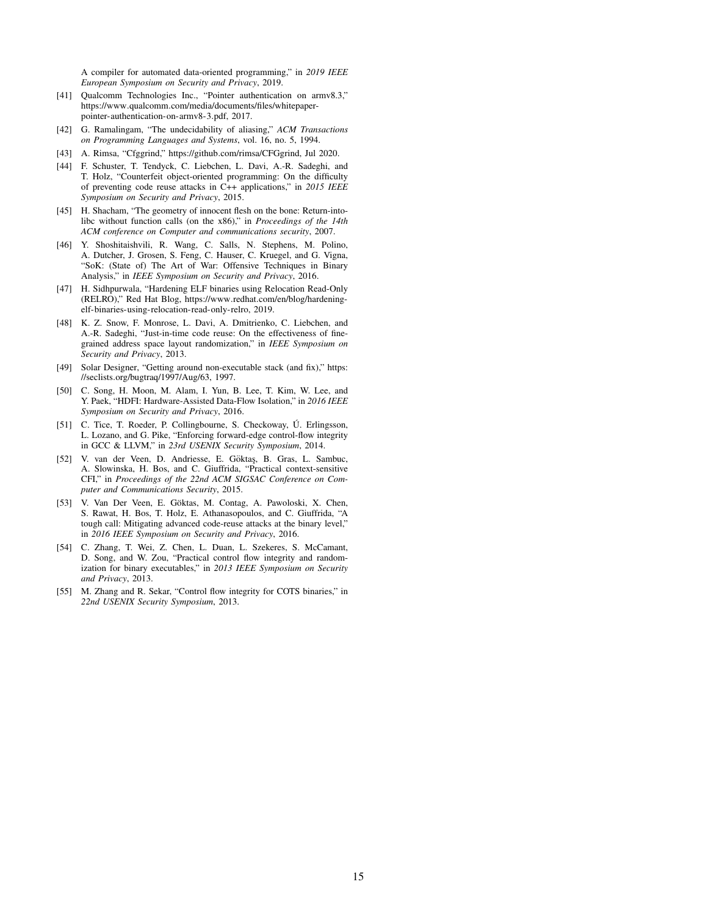A compiler for automated data-oriented programming," in *2019 IEEE European Symposium on Security and Privacy*, 2019.

[41] Qualcomm Technologies Inc., "Pointer authentication on armv8.3," https://www.qualcomm.com/media/documents/files/whitepaper-pointer-authentication-on-armv8-3.pdf, 2017.

[42] G. Ramalingam, "The undecidability of aliasing," *ACM Transactions on Programming Languages and Systems*, vol. 16, no. 5, 1994.

[43] A. Rimsa, "Cfggrind," https://github.com/rimsa/CFGgrind, Jul 2020.

[44] F. Schuster, T. Tendyck, C. Liebchen, L. Davi, A.-R. Sadeghi, and T. Holz, "Counterfeit object-oriented programming: On the difficulty of preventing code reuse attacks in C++ applications," in *2015 IEEE Symposium on Security and Privacy*, 2015.

[45] H. Shacham, "The geometry of innocent flesh on the bone: Return-into-libc without function calls (on the x86)," in *Proceedings of the 14th ACM conference on Computer and communications security*, 2007.

[46] Y. Shoshitaishvili, R. Wang, C. Salls, N. Stephens, M. Polino, A. Dutcher, J. Grosen, S. Feng, C. Hauser, C. Kruegel, and G. Vigna, "SoK: (State of) The Art of War: Offensive Techniques in Binary Analysis," in *IEEE Symposium on Security and Privacy*, 2016.

[47] H. Sidhpurwala, "Hardening ELF binaries using Relocation Read-Only (RELRO)," Red Hat Blog, https://www.redhat.com/en/blog/hardening-elf-binaries-using-relocation-read-only-relro, 2019.

[48] K. Z. Snow, F. Monrose, L. Davi, A. Dmitrienko, C. Liebchen, and A.-R. Sadeghi, "Just-in-time code reuse: On the effectiveness of fine-grained address space layout randomization," in *IEEE Symposium on Security and Privacy*, 2013.

[49] Solar Designer, "Getting around non-executable stack (and fix)," https://seclists.org/bugtraq/1997/Aug/63, 1997.

[50] C. Song, H. Moon, M. Alam, I. Yun, B. Lee, T. Kim, W. Lee, and Y. Paek, "HDFI: Hardware-Assisted Data-Flow Isolation," in *2016 IEEE Symposium on Security and Privacy*, 2016.

[51] C. Tice, T. Roeder, P. Collingbourne, S. Checkoway, Ú. Erlingsson, L. Lozano, and G. Pike, "Enforcing forward-edge control-flow integrity in GCC & LLVM," in *23rd USENIX Security Symposium*, 2014.

[52] V. van der Veen, D. Andriesse, E. Göktaş, B. Gras, L. Sambuc, A. Slowinska, H. Bos, and C. Giuffrida, "Practical context-sensitive CFI," in *Proceedings of the 22nd ACM SIGSAC Conference on Computer and Communications Security*, 2015.

[53] V. Van Der Veen, E. Göktas, M. Contag, A. Pawoloski, X. Chen, S. Rawat, H. Bos, T. Holz, E. Athanasopoulos, and C. Giuffrida, "A tough call: Mitigating advanced code-reuse attacks at the binary level," in *2016 IEEE Symposium on Security and Privacy*, 2016.

[54] C. Zhang, T. Wei, Z. Chen, L. Duan, L. Szekeres, S. McCamant, D. Song, and W. Zou, "Practical control flow integrity and randomization for binary executables," in *2013 IEEE Symposium on Security and Privacy*, 2013.

[55] M. Zhang and R. Sekar, "Control flow integrity for COTS binaries," in *22nd USENIX Security Symposium*, 2013.